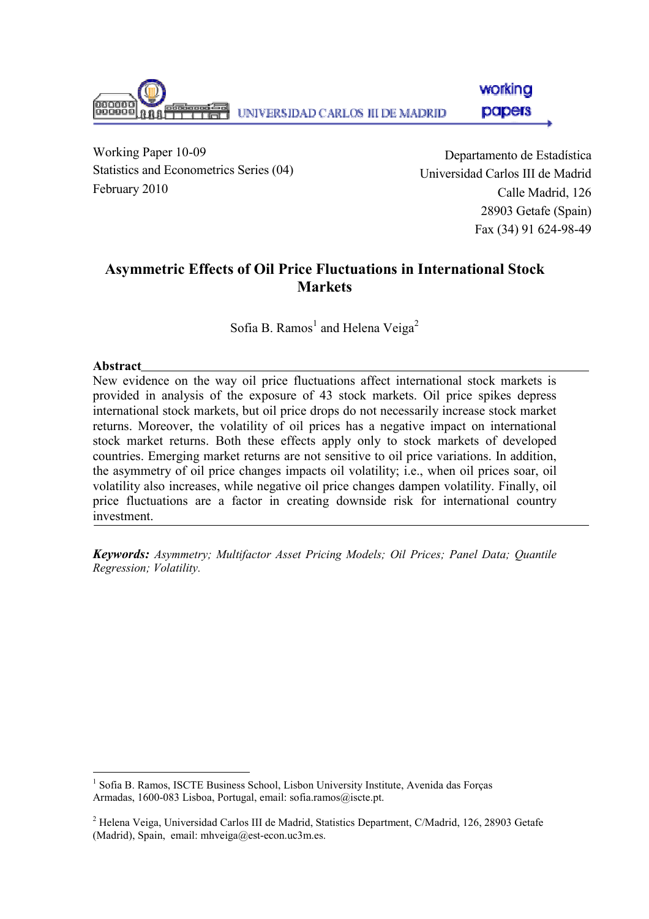UNIVERSIDAD CARLOS III DE MADRID

working papers

Working Paper 10-09
Statistics and Econometrics Series (04)
February 2010

Departamento de Estadística
Universidad Carlos III de Madrid
Calle Madrid, 126
28903 Getafe (Spain)
Fax (34) 91 624-98-49

# Asymmetric Effects of Oil Price Fluctuations in International Stock Markets

Sofia B. Ramos[1] and Helena Veiga[2]

**Abstract**

New evidence on the way oil price fluctuations affect international stock markets is provided in analysis of the exposure of 43 stock markets. Oil price spikes depress international stock markets, but oil price drops do not necessarily increase stock market returns. Moreover, the volatility of oil prices has a negative impact on international stock market returns. Both these effects apply only to stock markets of developed countries. Emerging market returns are not sensitive to oil price variations. In addition, the asymmetry of oil price changes impacts oil volatility; i.e., when oil prices soar, oil volatility also increases, while negative oil price changes dampen volatility. Finally, oil price fluctuations are a factor in creating downside risk for international country investment.

***Keywords:*** *Asymmetry; Multifactor Asset Pricing Models; Oil Prices; Panel Data; Quantile Regression; Volatility.*

---

[1] Sofia B. Ramos, ISCTE Business School, Lisbon University Institute, Avenida das Forças Armadas, 1600-083 Lisboa, Portugal, email: sofia.ramos@iscte.pt.

[2] Helena Veiga, Universidad Carlos III de Madrid, Statistics Department, C/Madrid, 126, 28903 Getafe (Madrid), Spain, email: mhveiga@est-econ.uc3m.es.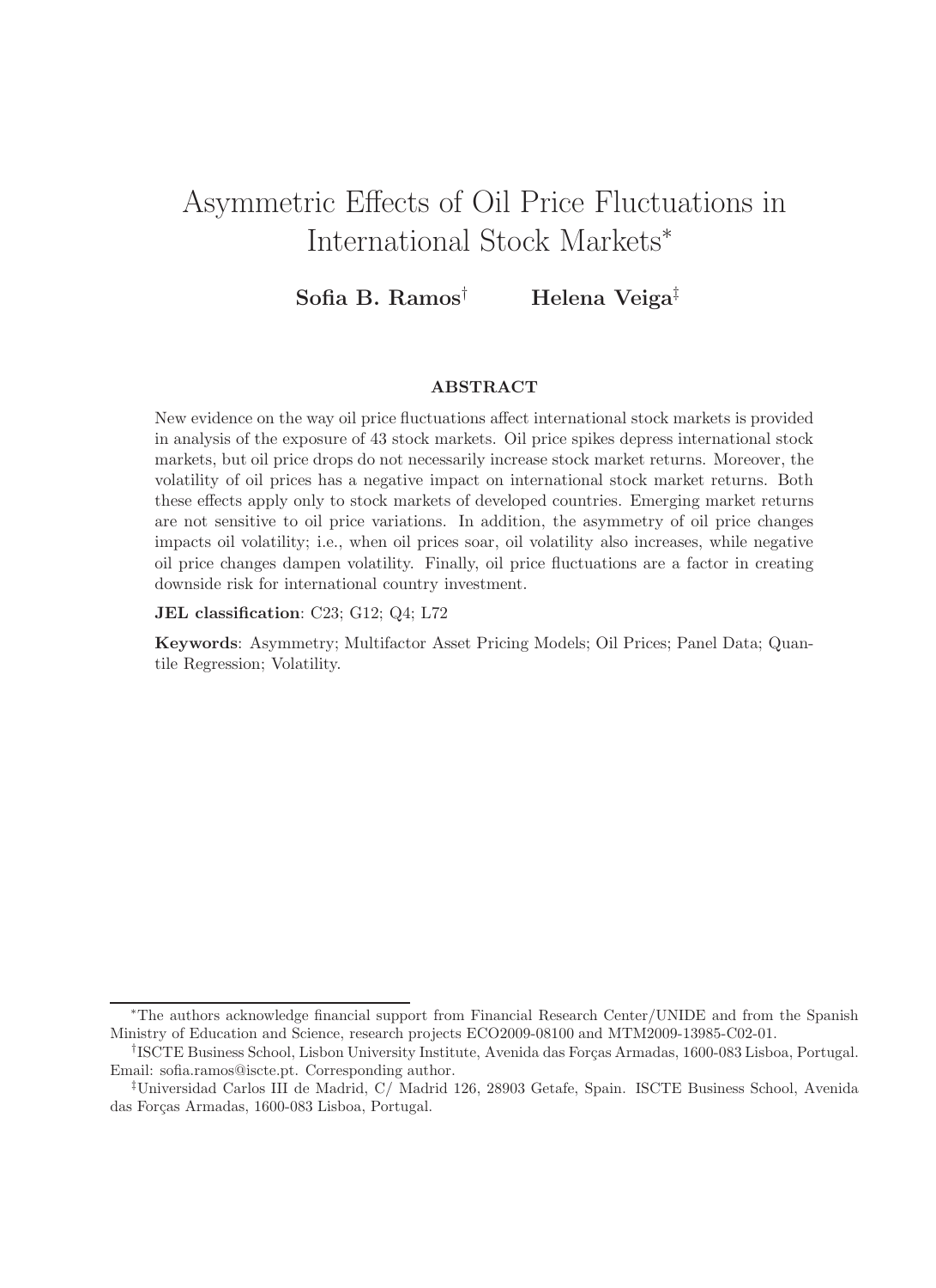# Asymmetric Effects of Oil Price Fluctuations in International Stock Markets*

**Sofia B. Ramos**[†] **Helena Veiga**[‡]

### ABSTRACT

New evidence on the way oil price fluctuations affect international stock markets is provided in analysis of the exposure of 43 stock markets. Oil price spikes depress international stock markets, but oil price drops do not necessarily increase stock market returns. Moreover, the volatility of oil prices has a negative impact on international stock market returns. Both these effects apply only to stock markets of developed countries. Emerging market returns are not sensitive to oil price variations. In addition, the asymmetry of oil price changes impacts oil volatility; i.e., when oil prices soar, oil volatility also increases, while negative oil price changes dampen volatility. Finally, oil price fluctuations are a factor in creating downside risk for international country investment.

**JEL classification**: C23; G12; Q4; L72

**Keywords**: Asymmetry; Multifactor Asset Pricing Models; Oil Prices; Panel Data; Quantile Regression; Volatility.

---

*The authors acknowledge financial support from Financial Research Center/UNIDE and from the Spanish Ministry of Education and Science, research projects ECO2009-08100 and MTM2009-13985-C02-01.

[†]ISCTE Business School, Lisbon University Institute, Avenida das Forças Armadas, 1600-083 Lisboa, Portugal. Email: sofia.ramos@iscte.pt. Corresponding author.

[‡]Universidad Carlos III de Madrid, C/ Madrid 126, 28903 Getafe, Spain. ISCTE Business School, Avenida das Forças Armadas, 1600-083 Lisboa, Portugal.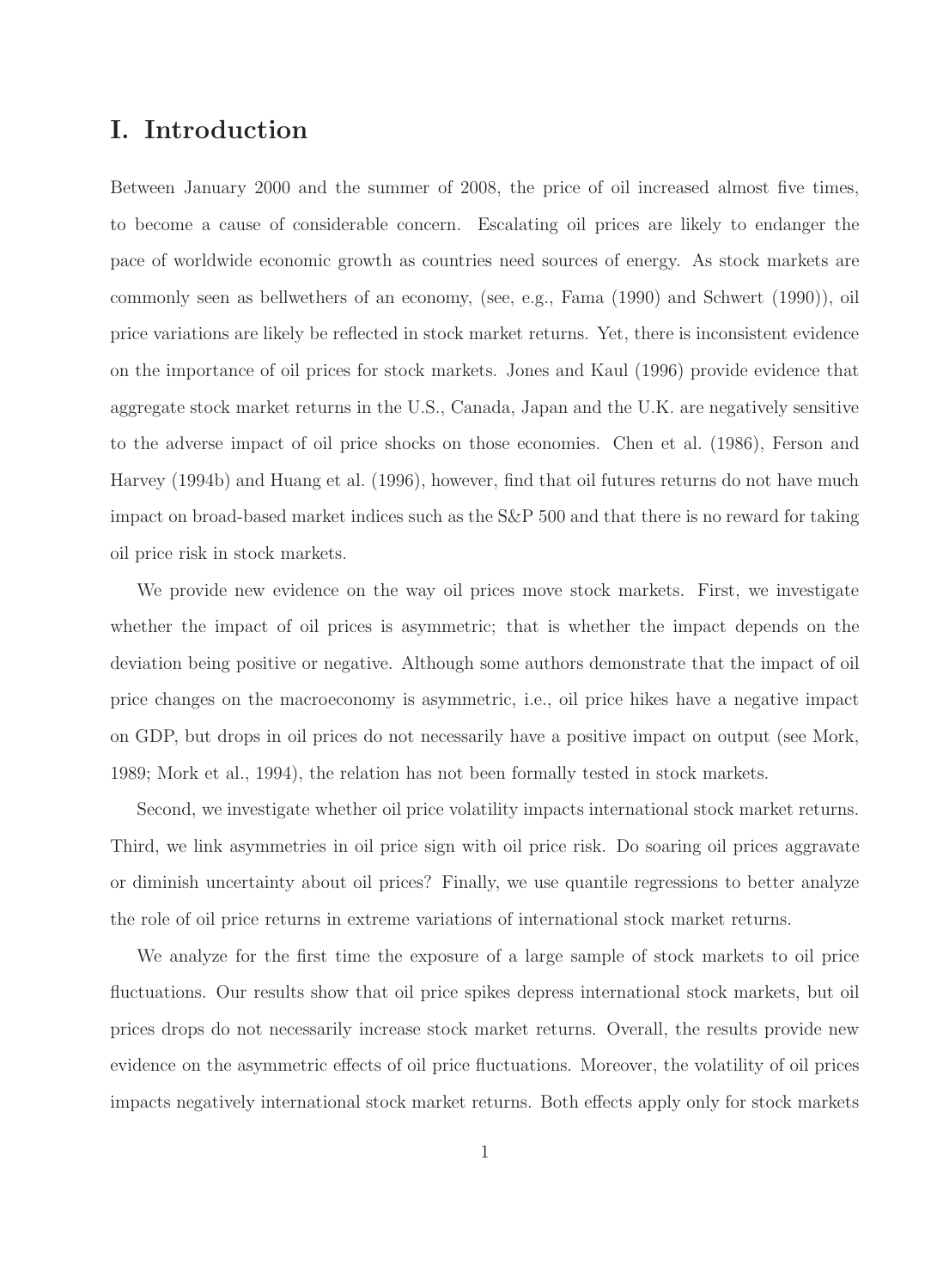# I. Introduction

Between January 2000 and the summer of 2008, the price of oil increased almost five times, to become a cause of considerable concern. Escalating oil prices are likely to endanger the pace of worldwide economic growth as countries need sources of energy. As stock markets are commonly seen as bellwethers of an economy, (see, e.g., Fama (1990) and Schwert (1990)), oil price variations are likely be reflected in stock market returns. Yet, there is inconsistent evidence on the importance of oil prices for stock markets. Jones and Kaul (1996) provide evidence that aggregate stock market returns in the U.S., Canada, Japan and the U.K. are negatively sensitive to the adverse impact of oil price shocks on those economies. Chen et al. (1986), Ferson and Harvey (1994b) and Huang et al. (1996), however, find that oil futures returns do not have much impact on broad-based market indices such as the S&P 500 and that there is no reward for taking oil price risk in stock markets.

We provide new evidence on the way oil prices move stock markets. First, we investigate whether the impact of oil prices is asymmetric; that is whether the impact depends on the deviation being positive or negative. Although some authors demonstrate that the impact of oil price changes on the macroeconomy is asymmetric, i.e., oil price hikes have a negative impact on GDP, but drops in oil prices do not necessarily have a positive impact on output (see Mork, 1989; Mork et al., 1994), the relation has not been formally tested in stock markets.

Second, we investigate whether oil price volatility impacts international stock market returns. Third, we link asymmetries in oil price sign with oil price risk. Do soaring oil prices aggravate or diminish uncertainty about oil prices? Finally, we use quantile regressions to better analyze the role of oil price returns in extreme variations of international stock market returns.

We analyze for the first time the exposure of a large sample of stock markets to oil price fluctuations. Our results show that oil price spikes depress international stock markets, but oil prices drops do not necessarily increase stock market returns. Overall, the results provide new evidence on the asymmetric effects of oil price fluctuations. Moreover, the volatility of oil prices impacts negatively international stock market returns. Both effects apply only for stock markets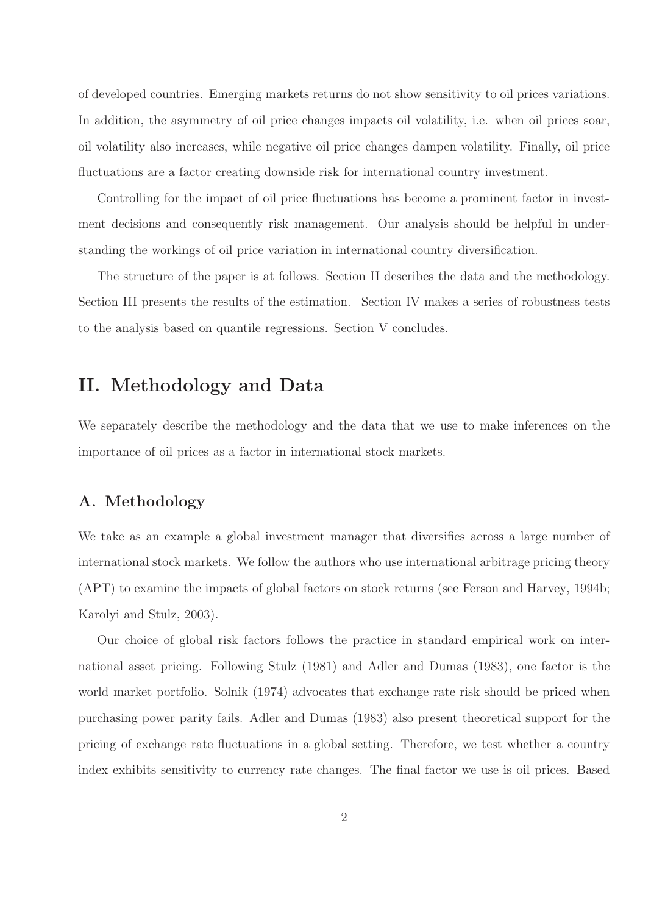of developed countries. Emerging markets returns do not show sensitivity to oil prices variations. In addition, the asymmetry of oil price changes impacts oil volatility, i.e. when oil prices soar, oil volatility also increases, while negative oil price changes dampen volatility. Finally, oil price fluctuations are a factor creating downside risk for international country investment.

Controlling for the impact of oil price fluctuations has become a prominent factor in investment decisions and consequently risk management. Our analysis should be helpful in understanding the workings of oil price variation in international country diversification.

The structure of the paper is at follows. Section II describes the data and the methodology. Section III presents the results of the estimation. Section IV makes a series of robustness tests to the analysis based on quantile regressions. Section V concludes.

# II. Methodology and Data

We separately describe the methodology and the data that we use to make inferences on the importance of oil prices as a factor in international stock markets.

## A. Methodology

We take as an example a global investment manager that diversifies across a large number of international stock markets. We follow the authors who use international arbitrage pricing theory (APT) to examine the impacts of global factors on stock returns (see Ferson and Harvey, 1994b; Karolyi and Stulz, 2003).

Our choice of global risk factors follows the practice in standard empirical work on international asset pricing. Following Stulz (1981) and Adler and Dumas (1983), one factor is the world market portfolio. Solnik (1974) advocates that exchange rate risk should be priced when purchasing power parity fails. Adler and Dumas (1983) also present theoretical support for the pricing of exchange rate fluctuations in a global setting. Therefore, we test whether a country index exhibits sensitivity to currency rate changes. The final factor we use is oil prices. Based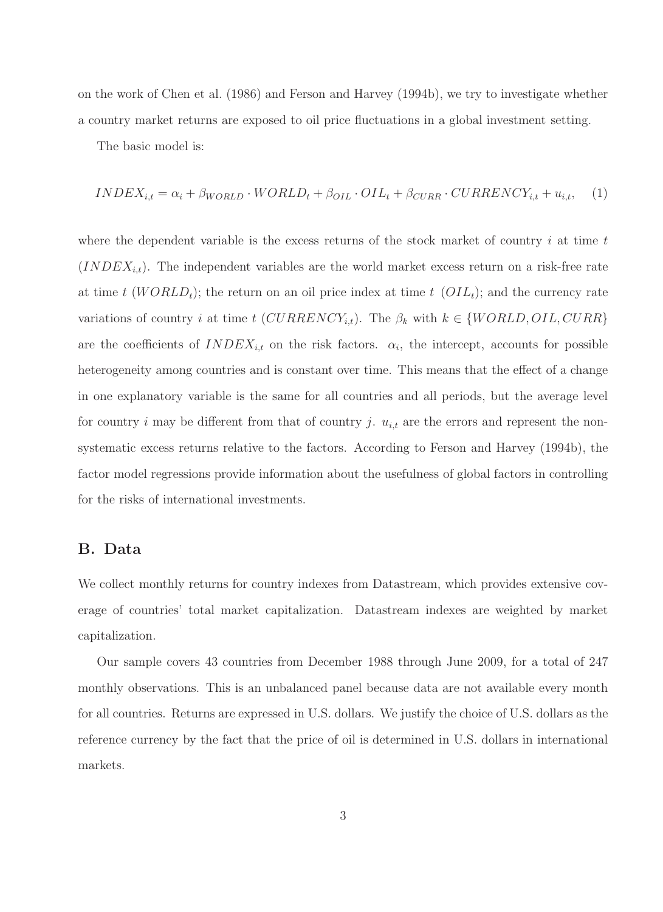on the work of Chen et al. (1986) and Ferson and Harvey (1994b), we try to investigate whether a country market returns are exposed to oil price fluctuations in a global investment setting.

The basic model is:

$$INDEX_{i,t} = \alpha_i + \beta_{WORLD} \cdot WORLD_t + \beta_{OIL} \cdot OIL_t + \beta_{CURR} \cdot CURRENCY_{i,t} + u_{i,t}, \quad (1)$$

where the dependent variable is the excess returns of the stock market of country $i$ at time $t$ ($INDEX_{i,t}$). The independent variables are the world market excess return on a risk-free rate at time $t$ ($WORLD_t$); the return on an oil price index at time $t$ ($OIL_t$); and the currency rate variations of country $i$ at time $t$ ($CURRENCY_{i,t}$). The $\beta_k$ with $k \in \{WORLD, OIL, CURR\}$ are the coefficients of $INDEX_{i,t}$ on the risk factors. $\alpha_i$, the intercept, accounts for possible heterogeneity among countries and is constant over time. This means that the effect of a change in one explanatory variable is the same for all countries and all periods, but the average level for country $i$ may be different from that of country $j$. $u_{i,t}$ are the errors and represent the non-systematic excess returns relative to the factors. According to Ferson and Harvey (1994b), the factor model regressions provide information about the usefulness of global factors in controlling for the risks of international investments.

## B. Data

We collect monthly returns for country indexes from Datastream, which provides extensive coverage of countries' total market capitalization. Datastream indexes are weighted by market capitalization.

Our sample covers 43 countries from December 1988 through June 2009, for a total of 247 monthly observations. This is an unbalanced panel because data are not available every month for all countries. Returns are expressed in U.S. dollars. We justify the choice of U.S. dollars as the reference currency by the fact that the price of oil is determined in U.S. dollars in international markets.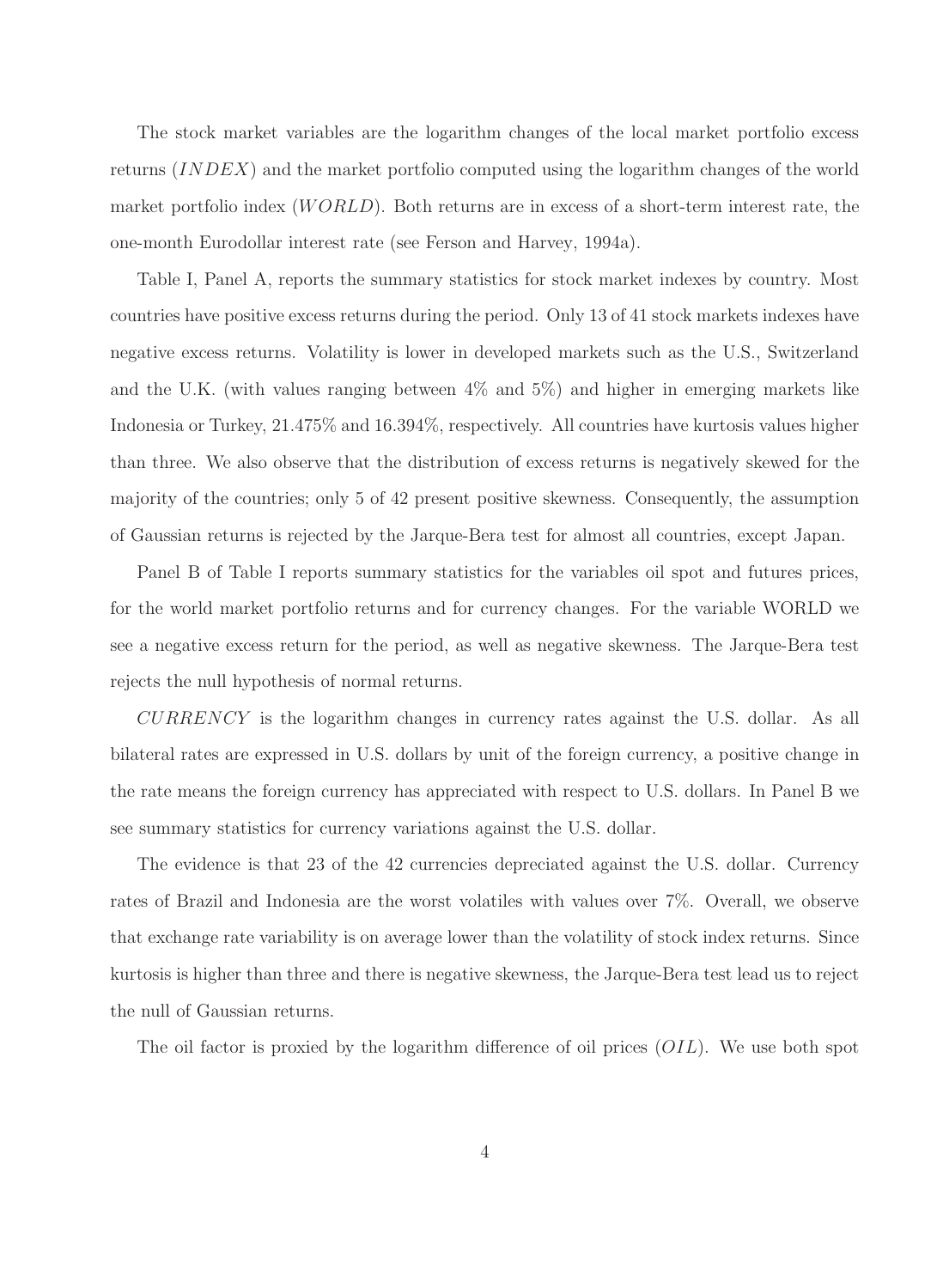The stock market variables are the logarithm changes of the local market portfolio excess returns ($INDEX$) and the market portfolio computed using the logarithm changes of the world market portfolio index ($WORLD$). Both returns are in excess of a short-term interest rate, the one-month Eurodollar interest rate (see Ferson and Harvey, 1994a).

Table I, Panel A, reports the summary statistics for stock market indexes by country. Most countries have positive excess returns during the period. Only 13 of 41 stock markets indexes have negative excess returns. Volatility is lower in developed markets such as the U.S., Switzerland and the U.K. (with values ranging between 4% and 5%) and higher in emerging markets like Indonesia or Turkey, 21.475% and 16.394%, respectively. All countries have kurtosis values higher than three. We also observe that the distribution of excess returns is negatively skewed for the majority of the countries; only 5 of 42 present positive skewness. Consequently, the assumption of Gaussian returns is rejected by the Jarque-Bera test for almost all countries, except Japan.

Panel B of Table I reports summary statistics for the variables oil spot and futures prices, for the world market portfolio returns and for currency changes. For the variable WORLD we see a negative excess return for the period, as well as negative skewness. The Jarque-Bera test rejects the null hypothesis of normal returns.

$CURRENCY$ is the logarithm changes in currency rates against the U.S. dollar. As all bilateral rates are expressed in U.S. dollars by unit of the foreign currency, a positive change in the rate means the foreign currency has appreciated with respect to U.S. dollars. In Panel B we see summary statistics for currency variations against the U.S. dollar.

The evidence is that 23 of the 42 currencies depreciated against the U.S. dollar. Currency rates of Brazil and Indonesia are the worst volatiles with values over 7%. Overall, we observe that exchange rate variability is on average lower than the volatility of stock index returns. Since kurtosis is higher than three and there is negative skewness, the Jarque-Bera test lead us to reject the null of Gaussian returns.

The oil factor is proxied by the logarithm difference of oil prices ($OIL$). We use both spot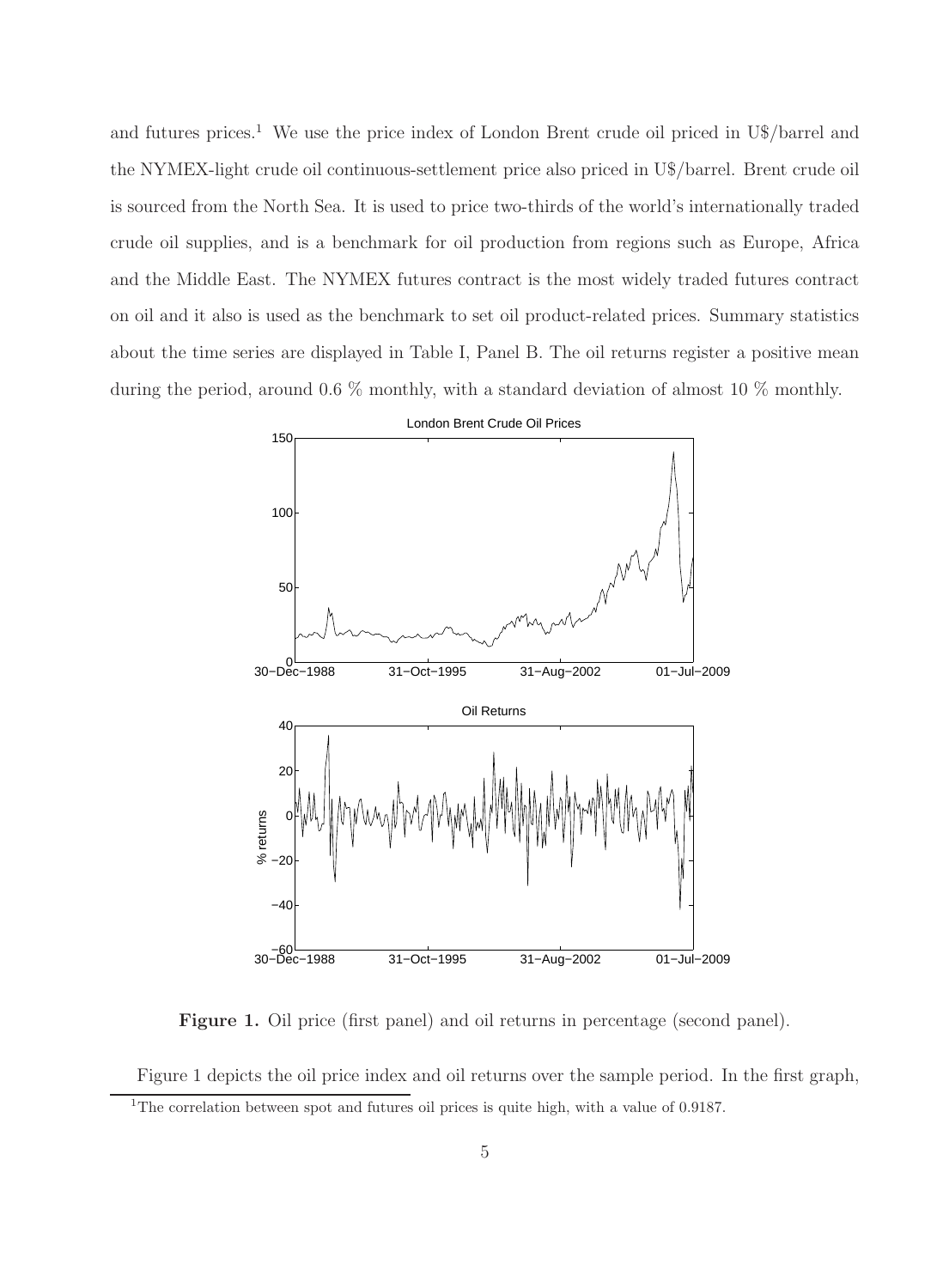and futures prices.[1] We use the price index of London Brent crude oil priced in U$/barrel and the NYMEX-light crude oil continuous-settlement price also priced in U$/barrel. Brent crude oil is sourced from the North Sea. It is used to price two-thirds of the world's internationally traded crude oil supplies, and is a benchmark for oil production from regions such as Europe, Africa and the Middle East. The NYMEX futures contract is the most widely traded futures contract on oil and it also is used as the benchmark to set oil product-related prices. Summary statistics about the time series are displayed in Table I, Panel B. The oil returns register a positive mean during the period, around 0.6 % monthly, with a standard deviation of almost 10 % monthly.

**Figure 1.** Oil price (first panel) and oil returns in percentage (second panel).

Figure 1 depicts the oil price index and oil returns over the sample period. In the first graph,

[1] The correlation between spot and futures oil prices is quite high, with a value of 0.9187.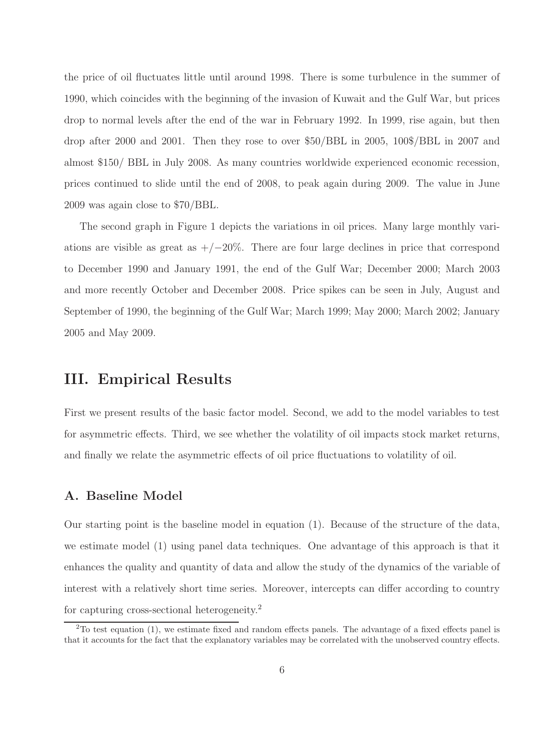the price of oil fluctuates little until around 1998. There is some turbulence in the summer of 1990, which coincides with the beginning of the invasion of Kuwait and the Gulf War, but prices drop to normal levels after the end of the war in February 1992. In 1999, rise again, but then drop after 2000 and 2001. Then they rose to over \$50/BBL in 2005, 100\$/BBL in 2007 and almost \$150/ BBL in July 2008. As many countries worldwide experienced economic recession, prices continued to slide until the end of 2008, to peak again during 2009. The value in June 2009 was again close to \$70/BBL.

The second graph in Figure 1 depicts the variations in oil prices. Many large monthly variations are visible as great as $+/-20\%$. There are four large declines in price that correspond to December 1990 and January 1991, the end of the Gulf War; December 2000; March 2003 and more recently October and December 2008. Price spikes can be seen in July, August and September of 1990, the beginning of the Gulf War; March 1999; May 2000; March 2002; January 2005 and May 2009.

# III. Empirical Results

First we present results of the basic factor model. Second, we add to the model variables to test for asymmetric effects. Third, we see whether the volatility of oil impacts stock market returns, and finally we relate the asymmetric effects of oil price fluctuations to volatility of oil.

## A. Baseline Model

Our starting point is the baseline model in equation (1). Because of the structure of the data, we estimate model (1) using panel data techniques. One advantage of this approach is that it enhances the quality and quantity of data and allow the study of the dynamics of the variable of interest with a relatively short time series. Moreover, intercepts can differ according to country for capturing cross-sectional heterogeneity.[2]

[2]To test equation (1), we estimate fixed and random effects panels. The advantage of a fixed effects panel is that it accounts for the fact that the explanatory variables may be correlated with the unobserved country effects.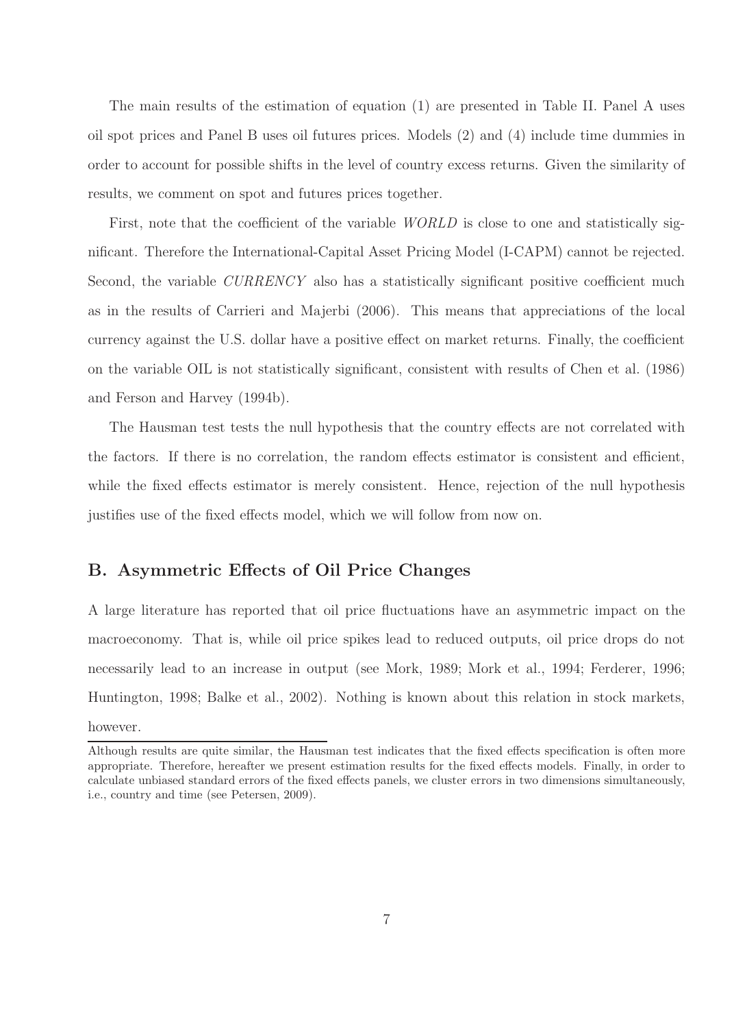The main results of the estimation of equation (1) are presented in Table II. Panel A uses oil spot prices and Panel B uses oil futures prices. Models (2) and (4) include time dummies in order to account for possible shifts in the level of country excess returns. Given the similarity of results, we comment on spot and futures prices together.

First, note that the coefficient of the variable *WORLD* is close to one and statistically significant. Therefore the International-Capital Asset Pricing Model (I-CAPM) cannot be rejected. Second, the variable *CURRENCY* also has a statistically significant positive coefficient much as in the results of Carrieri and Majerbi (2006). This means that appreciations of the local currency against the U.S. dollar have a positive effect on market returns. Finally, the coefficient on the variable OIL is not statistically significant, consistent with results of Chen et al. (1986) and Ferson and Harvey (1994b).

The Hausman test tests the null hypothesis that the country effects are not correlated with the factors. If there is no correlation, the random effects estimator is consistent and efficient, while the fixed effects estimator is merely consistent. Hence, rejection of the null hypothesis justifies use of the fixed effects model, which we will follow from now on.

## B. Asymmetric Effects of Oil Price Changes

A large literature has reported that oil price fluctuations have an asymmetric impact on the macroeconomy. That is, while oil price spikes lead to reduced outputs, oil price drops do not necessarily lead to an increase in output (see Mork, 1989; Mork et al., 1994; Ferderer, 1996; Huntington, 1998; Balke et al., 2002). Nothing is known about this relation in stock markets, however.

---

Although results are quite similar, the Hausman test indicates that the fixed effects specification is often more appropriate. Therefore, hereafter we present estimation results for the fixed effects models. Finally, in order to calculate unbiased standard errors of the fixed effects panels, we cluster errors in two dimensions simultaneously, i.e., country and time (see Petersen, 2009).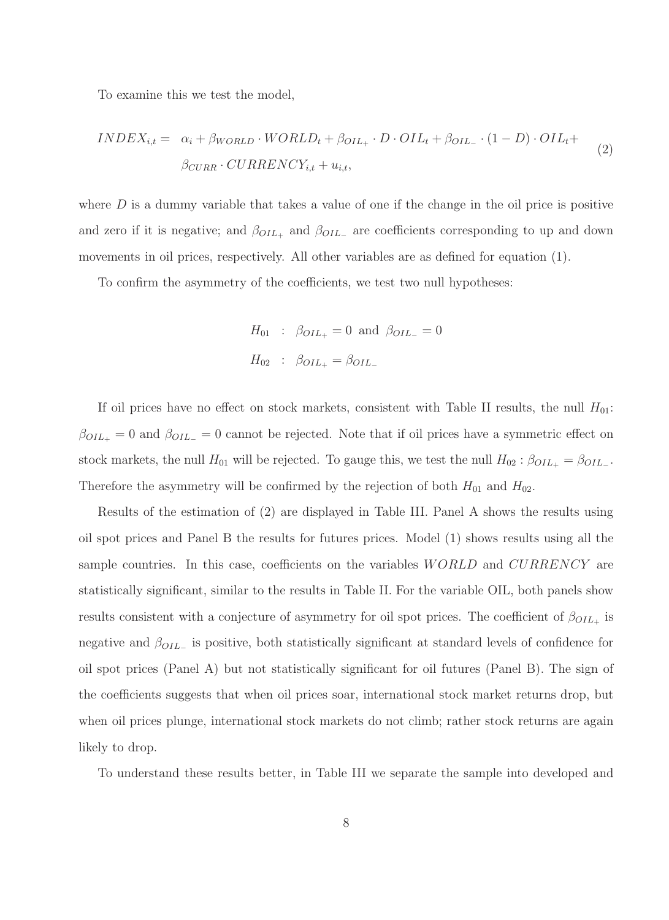To examine this we test the model,

$$
\begin{aligned}
INDEX_{i,t} = \; & \alpha_i + \beta_{WORLD} \cdot WORLD_t + \beta_{OIL_+} \cdot D \cdot OIL_t + \beta_{OIL_-} \cdot (1-D) \cdot OIL_t + \\
& \beta_{CURR} \cdot CURRENCY_{i,t} + u_{i,t},
\end{aligned} \tag{2}
$$

where $D$ is a dummy variable that takes a value of one if the change in the oil price is positive and zero if it is negative; and $\beta_{OIL_+}$ and $\beta_{OIL_-}$ are coefficients corresponding to up and down movements in oil prices, respectively. All other variables are as defined for equation (1).

To confirm the asymmetry of the coefficients, we test two null hypotheses:

$$
\begin{aligned}
H_{01} &: \; \beta_{OIL_+} = 0 \text{ and } \beta_{OIL_-} = 0 \\
H_{02} &: \; \beta_{OIL_+} = \beta_{OIL_-}
\end{aligned}
$$

If oil prices have no effect on stock markets, consistent with Table II results, the null $H_{01}$: $\beta_{OIL_+} = 0$ and $\beta_{OIL_-} = 0$ cannot be rejected. Note that if oil prices have a symmetric effect on stock markets, the null $H_{01}$ will be rejected. To gauge this, we test the null $H_{02} : \beta_{OIL_+} = \beta_{OIL_-}$. Therefore the asymmetry will be confirmed by the rejection of both $H_{01}$ and $H_{02}$.

Results of the estimation of (2) are displayed in Table III. Panel A shows the results using oil spot prices and Panel B the results for futures prices. Model (1) shows results using all the sample countries. In this case, coefficients on the variables $WORLD$ and $CURRENCY$ are statistically significant, similar to the results in Table II. For the variable OIL, both panels show results consistent with a conjecture of asymmetry for oil spot prices. The coefficient of $\beta_{OIL_+}$ is negative and $\beta_{OIL_-}$ is positive, both statistically significant at standard levels of confidence for oil spot prices (Panel A) but not statistically significant for oil futures (Panel B). The sign of the coefficients suggests that when oil prices soar, international stock market returns drop, but when oil prices plunge, international stock markets do not climb; rather stock returns are again likely to drop.

To understand these results better, in Table III we separate the sample into developed and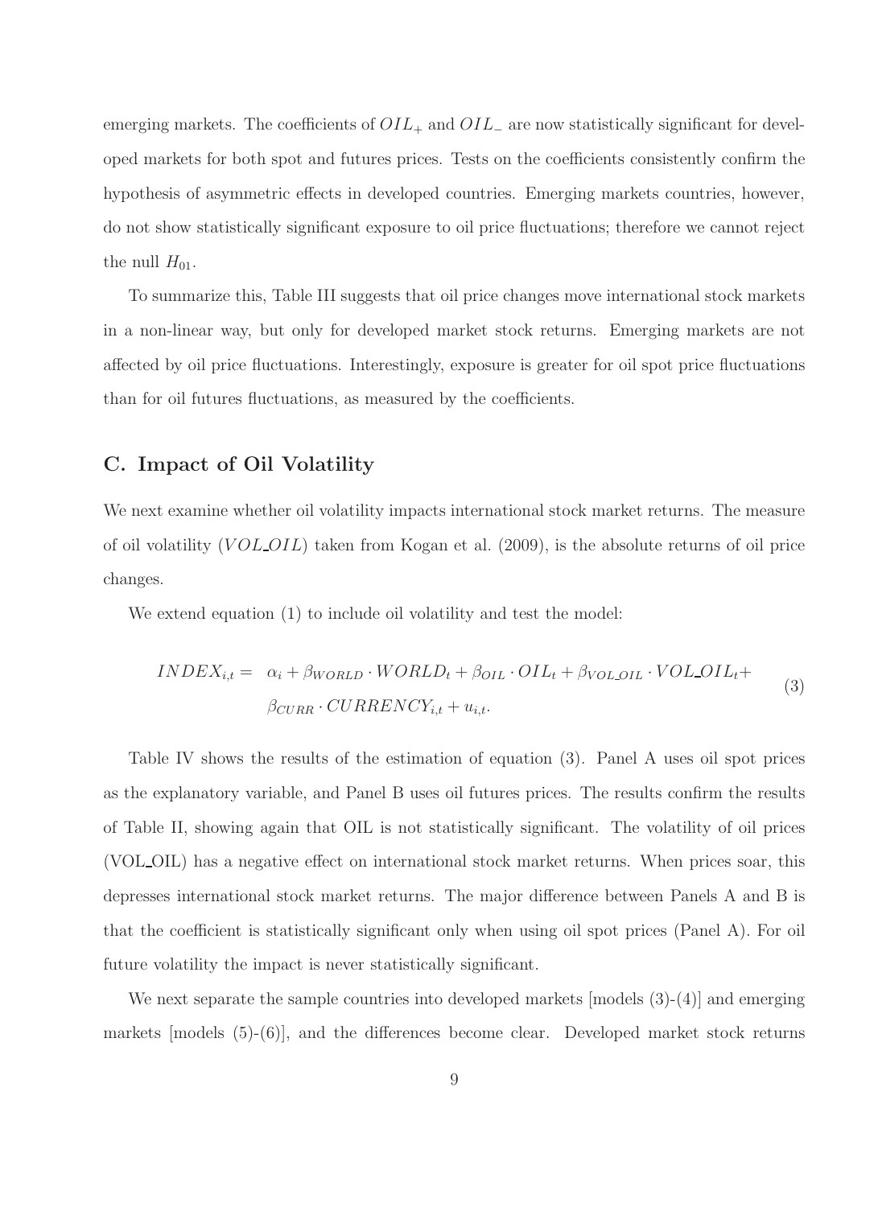emerging markets. The coefficients of $OIL_+$ and $OIL_-$ are now statistically significant for developed markets for both spot and futures prices. Tests on the coefficients consistently confirm the hypothesis of asymmetric effects in developed countries. Emerging markets countries, however, do not show statistically significant exposure to oil price fluctuations; therefore we cannot reject the null $H_{01}$.

To summarize this, Table III suggests that oil price changes move international stock markets in a non-linear way, but only for developed market stock returns. Emerging markets are not affected by oil price fluctuations. Interestingly, exposure is greater for oil spot price fluctuations than for oil futures fluctuations, as measured by the coefficients.

## C. Impact of Oil Volatility

We next examine whether oil volatility impacts international stock market returns. The measure of oil volatility ($VOL\_OIL$) taken from Kogan et al. (2009), is the absolute returns of oil price changes.

We extend equation (1) to include oil volatility and test the model:

$$
\begin{aligned}
INDEX_{i,t} = \quad & \alpha_i + \beta_{WORLD} \cdot WORLD_t + \beta_{OIL} \cdot OIL_t + \beta_{VOL\_OIL} \cdot VOL\_OIL_t + \\
& \beta_{CURR} \cdot CURRENCY_{i,t} + u_{i,t}.
\end{aligned}
\tag{3}
$$

Table IV shows the results of the estimation of equation (3). Panel A uses oil spot prices as the explanatory variable, and Panel B uses oil futures prices. The results confirm the results of Table II, showing again that OIL is not statistically significant. The volatility of oil prices (VOL_OIL) has a negative effect on international stock market returns. When prices soar, this depresses international stock market returns. The major difference between Panels A and B is that the coefficient is statistically significant only when using oil spot prices (Panel A). For oil future volatility the impact is never statistically significant.

We next separate the sample countries into developed markets [models (3)-(4)] and emerging markets [models (5)-(6)], and the differences become clear. Developed market stock returns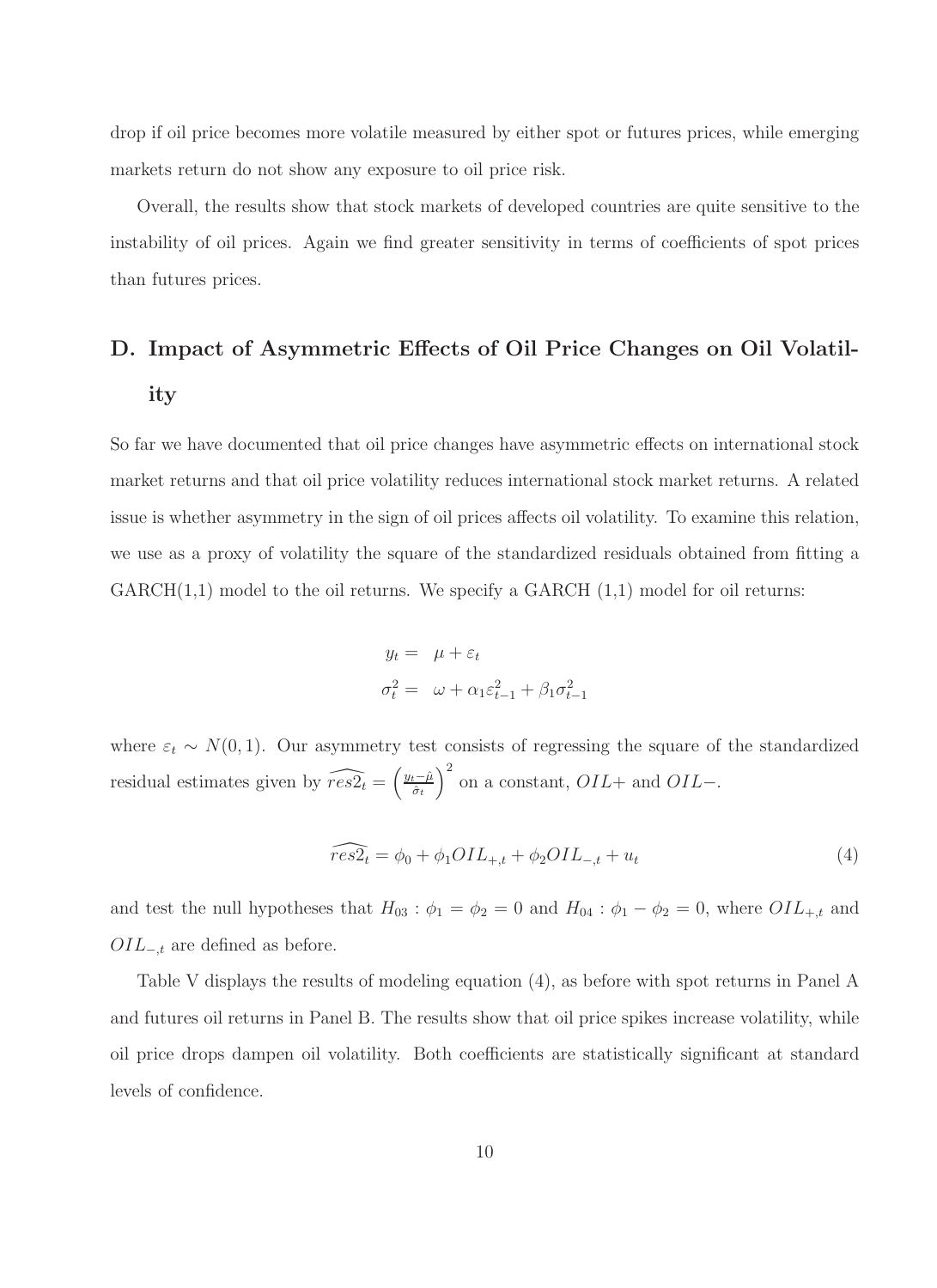drop if oil price becomes more volatile measured by either spot or futures prices, while emerging markets return do not show any exposure to oil price risk.

Overall, the results show that stock markets of developed countries are quite sensitive to the instability of oil prices. Again we find greater sensitivity in terms of coefficients of spot prices than futures prices.

## D. Impact of Asymmetric Effects of Oil Price Changes on Oil Volatility

So far we have documented that oil price changes have asymmetric effects on international stock market returns and that oil price volatility reduces international stock market returns. A related issue is whether asymmetry in the sign of oil prices affects oil volatility. To examine this relation, we use as a proxy of volatility the square of the standardized residuals obtained from fitting a GARCH(1,1) model to the oil returns. We specify a GARCH (1,1) model for oil returns:

$$
\begin{aligned}
y_t &= \mu + \varepsilon_t \\
\sigma_t^2 &= \omega + \alpha_1 \varepsilon_{t-1}^2 + \beta_1 \sigma_{t-1}^2
\end{aligned}
$$

where $\varepsilon_t \sim N(0,1)$. Our asymmetry test consists of regressing the square of the standardized residual estimates given by $\widehat{res2_t} = \left(\frac{y_t - \hat{\mu}}{\hat{\sigma}_t}\right)^2$ on a constant, $OIL+$ and $OIL-$.

$$
\widehat{res2_t} = \phi_0 + \phi_1 OIL_{+,t} + \phi_2 OIL_{-,t} + u_t \tag{4}
$$

and test the null hypotheses that $H_{03} : \phi_1 = \phi_2 = 0$ and $H_{04} : \phi_1 - \phi_2 = 0$, where $OIL_{+,t}$ and $OIL_{-,t}$ are defined as before.

Table V displays the results of modeling equation (4), as before with spot returns in Panel A and futures oil returns in Panel B. The results show that oil price spikes increase volatility, while oil price drops dampen oil volatility. Both coefficients are statistically significant at standard levels of confidence.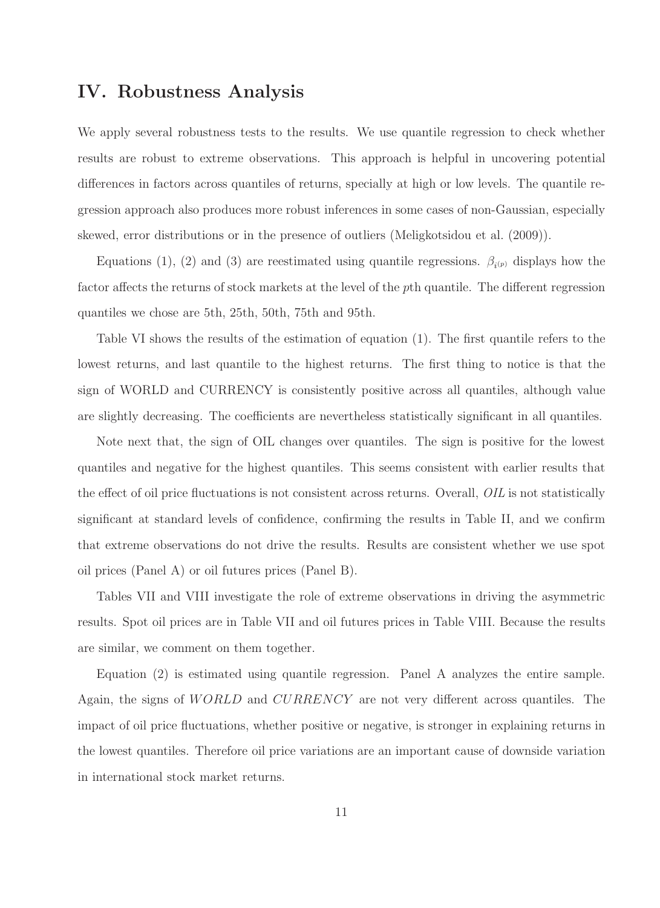## IV. Robustness Analysis

We apply several robustness tests to the results. We use quantile regression to check whether results are robust to extreme observations. This approach is helpful in uncovering potential differences in factors across quantiles of returns, specially at high or low levels. The quantile regression approach also produces more robust inferences in some cases of non-Gaussian, especially skewed, error distributions or in the presence of outliers (Meligkotsidou et al. (2009)).

Equations (1), (2) and (3) are reestimated using quantile regressions. $\beta_{i^{(p)}}$ displays how the factor affects the returns of stock markets at the level of the $p$th quantile. The different regression quantiles we chose are 5th, 25th, 50th, 75th and 95th.

Table VI shows the results of the estimation of equation (1). The first quantile refers to the lowest returns, and last quantile to the highest returns. The first thing to notice is that the sign of WORLD and CURRENCY is consistently positive across all quantiles, although value are slightly decreasing. The coefficients are nevertheless statistically significant in all quantiles.

Note next that, the sign of OIL changes over quantiles. The sign is positive for the lowest quantiles and negative for the highest quantiles. This seems consistent with earlier results that the effect of oil price fluctuations is not consistent across returns. Overall, *OIL* is not statistically significant at standard levels of confidence, confirming the results in Table II, and we confirm that extreme observations do not drive the results. Results are consistent whether we use spot oil prices (Panel A) or oil futures prices (Panel B).

Tables VII and VIII investigate the role of extreme observations in driving the asymmetric results. Spot oil prices are in Table VII and oil futures prices in Table VIII. Because the results are similar, we comment on them together.

Equation (2) is estimated using quantile regression. Panel A analyzes the entire sample. Again, the signs of $WORLD$ and $CURRENCY$ are not very different across quantiles. The impact of oil price fluctuations, whether positive or negative, is stronger in explaining returns in the lowest quantiles. Therefore oil price variations are an important cause of downside variation in international stock market returns.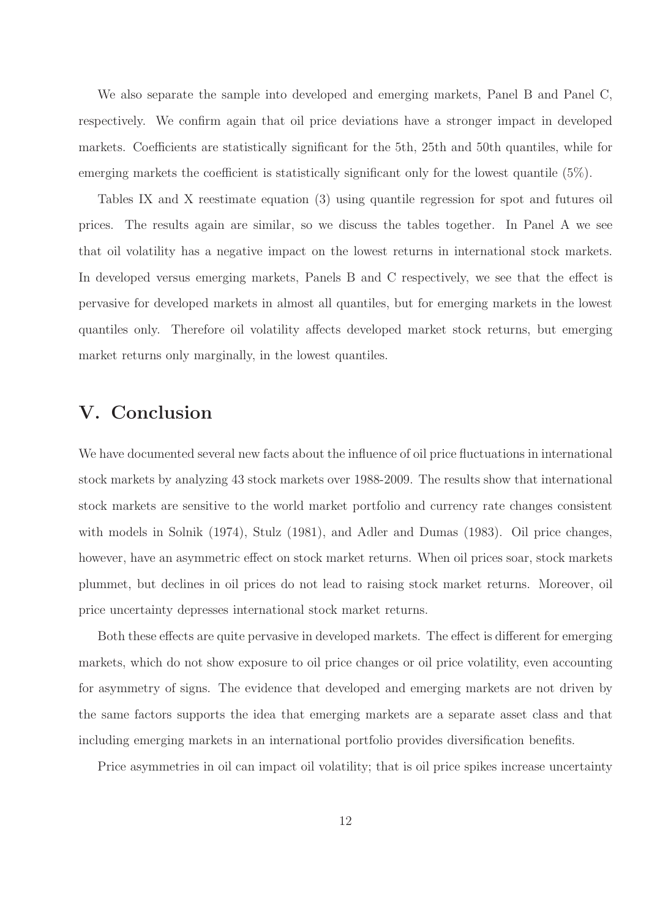We also separate the sample into developed and emerging markets, Panel B and Panel C, respectively. We confirm again that oil price deviations have a stronger impact in developed markets. Coefficients are statistically significant for the 5th, 25th and 50th quantiles, while for emerging markets the coefficient is statistically significant only for the lowest quantile (5%).

Tables IX and X reestimate equation (3) using quantile regression for spot and futures oil prices. The results again are similar, so we discuss the tables together. In Panel A we see that oil volatility has a negative impact on the lowest returns in international stock markets. In developed versus emerging markets, Panels B and C respectively, we see that the effect is pervasive for developed markets in almost all quantiles, but for emerging markets in the lowest quantiles only. Therefore oil volatility affects developed market stock returns, but emerging market returns only marginally, in the lowest quantiles.

## V. Conclusion

We have documented several new facts about the influence of oil price fluctuations in international stock markets by analyzing 43 stock markets over 1988-2009. The results show that international stock markets are sensitive to the world market portfolio and currency rate changes consistent with models in Solnik (1974), Stulz (1981), and Adler and Dumas (1983). Oil price changes, however, have an asymmetric effect on stock market returns. When oil prices soar, stock markets plummet, but declines in oil prices do not lead to raising stock market returns. Moreover, oil price uncertainty depresses international stock market returns.

Both these effects are quite pervasive in developed markets. The effect is different for emerging markets, which do not show exposure to oil price changes or oil price volatility, even accounting for asymmetry of signs. The evidence that developed and emerging markets are not driven by the same factors supports the idea that emerging markets are a separate asset class and that including emerging markets in an international portfolio provides diversification benefits.

Price asymmetries in oil can impact oil volatility; that is oil price spikes increase uncertainty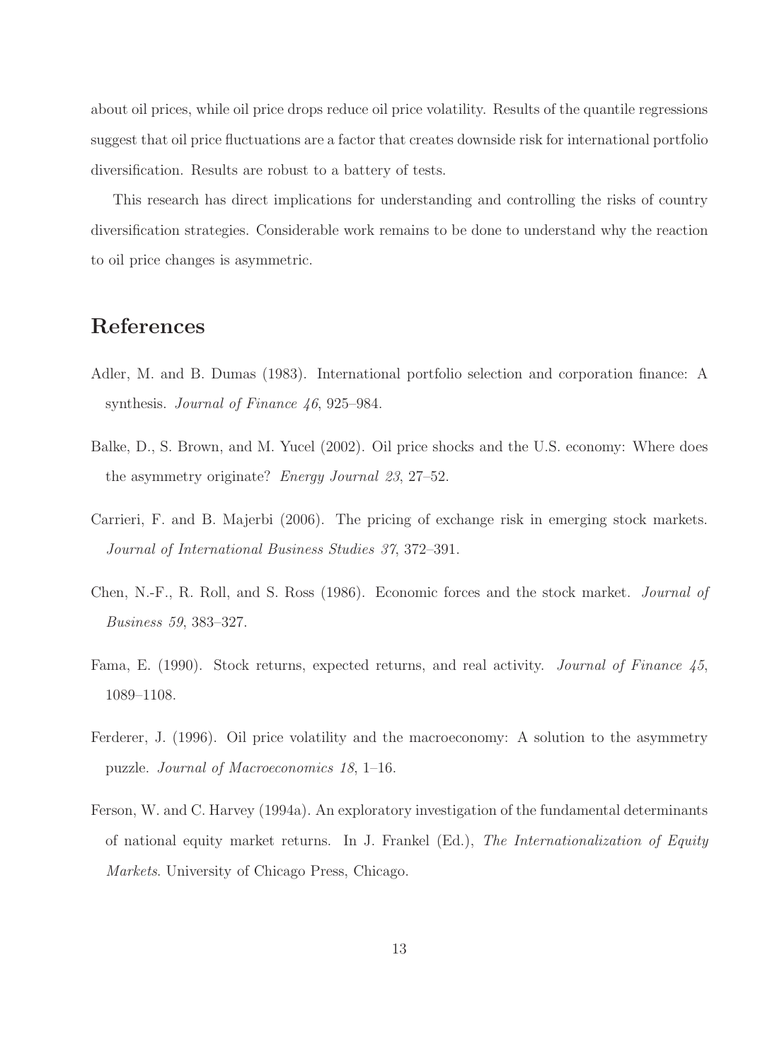about oil prices, while oil price drops reduce oil price volatility. Results of the quantile regressions suggest that oil price fluctuations are a factor that creates downside risk for international portfolio diversification. Results are robust to a battery of tests.

This research has direct implications for understanding and controlling the risks of country diversification strategies. Considerable work remains to be done to understand why the reaction to oil price changes is asymmetric.

## References

Adler, M. and B. Dumas (1983). International portfolio selection and corporation finance: A synthesis. *Journal of Finance 46*, 925–984.

Balke, D., S. Brown, and M. Yucel (2002). Oil price shocks and the U.S. economy: Where does the asymmetry originate? *Energy Journal 23*, 27–52.

Carrieri, F. and B. Majerbi (2006). The pricing of exchange risk in emerging stock markets. *Journal of International Business Studies 37*, 372–391.

Chen, N.-F., R. Roll, and S. Ross (1986). Economic forces and the stock market. *Journal of Business 59*, 383–327.

Fama, E. (1990). Stock returns, expected returns, and real activity. *Journal of Finance 45*, 1089–1108.

Ferderer, J. (1996). Oil price volatility and the macroeconomy: A solution to the asymmetry puzzle. *Journal of Macroeconomics 18*, 1–16.

Ferson, W. and C. Harvey (1994a). An exploratory investigation of the fundamental determinants of national equity market returns. In J. Frankel (Ed.), *The Internationalization of Equity Markets*. University of Chicago Press, Chicago.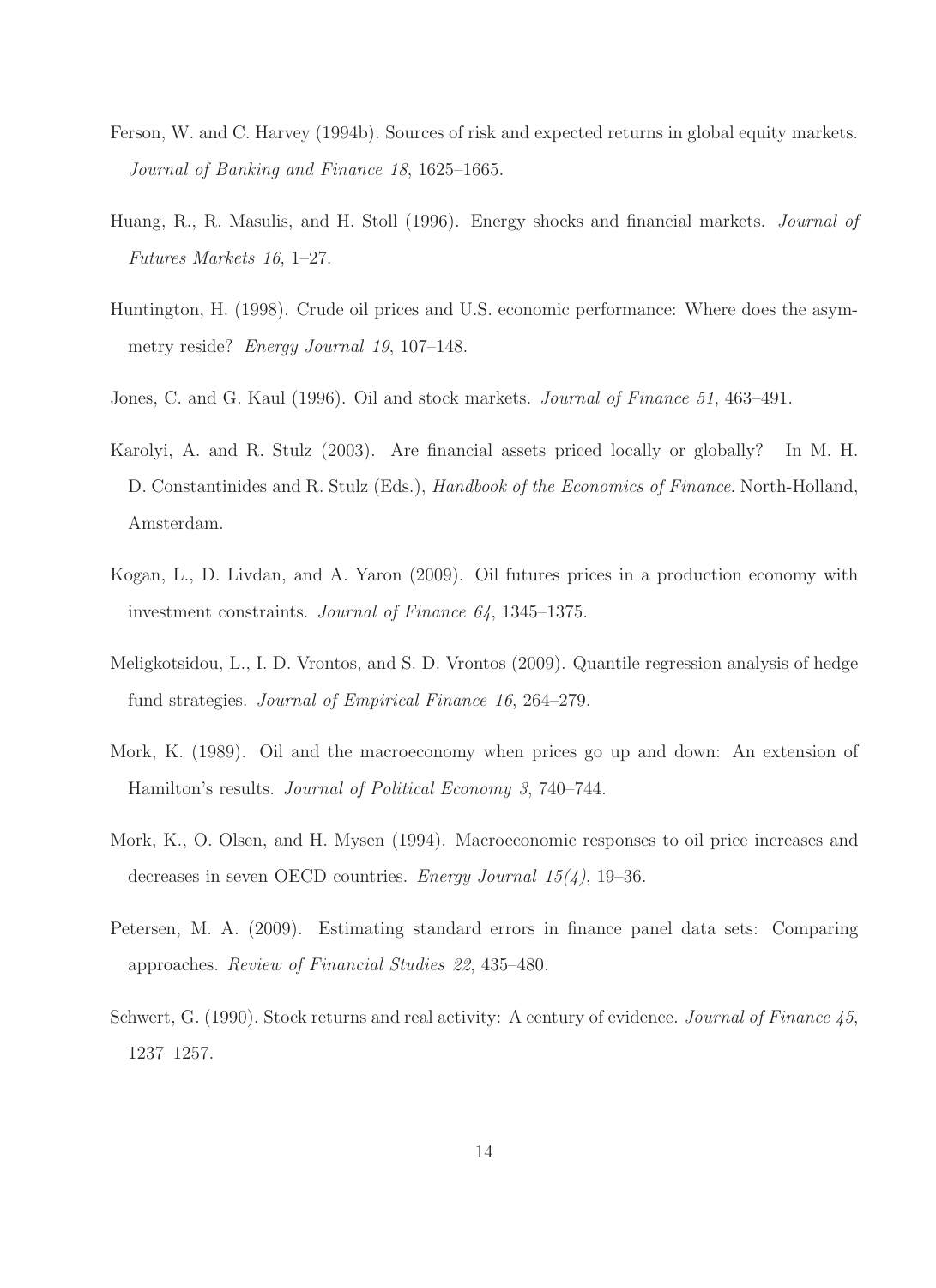Ferson, W. and C. Harvey (1994b). Sources of risk and expected returns in global equity markets. *Journal of Banking and Finance 18*, 1625–1665.

Huang, R., R. Masulis, and H. Stoll (1996). Energy shocks and financial markets. *Journal of Futures Markets 16*, 1–27.

Huntington, H. (1998). Crude oil prices and U.S. economic performance: Where does the asymmetry reside? *Energy Journal 19*, 107–148.

Jones, C. and G. Kaul (1996). Oil and stock markets. *Journal of Finance 51*, 463–491.

Karolyi, A. and R. Stulz (2003). Are financial assets priced locally or globally? In M. H. D. Constantinides and R. Stulz (Eds.), *Handbook of the Economics of Finance*. North-Holland, Amsterdam.

Kogan, L., D. Livdan, and A. Yaron (2009). Oil futures prices in a production economy with investment constraints. *Journal of Finance 64*, 1345–1375.

Meligkotsidou, L., I. D. Vrontos, and S. D. Vrontos (2009). Quantile regression analysis of hedge fund strategies. *Journal of Empirical Finance 16*, 264–279.

Mork, K. (1989). Oil and the macroeconomy when prices go up and down: An extension of Hamilton's results. *Journal of Political Economy 3*, 740–744.

Mork, K., O. Olsen, and H. Mysen (1994). Macroeconomic responses to oil price increases and decreases in seven OECD countries. *Energy Journal 15(4)*, 19–36.

Petersen, M. A. (2009). Estimating standard errors in finance panel data sets: Comparing approaches. *Review of Financial Studies 22*, 435–480.

Schwert, G. (1990). Stock returns and real activity: A century of evidence. *Journal of Finance 45*, 1237–1257.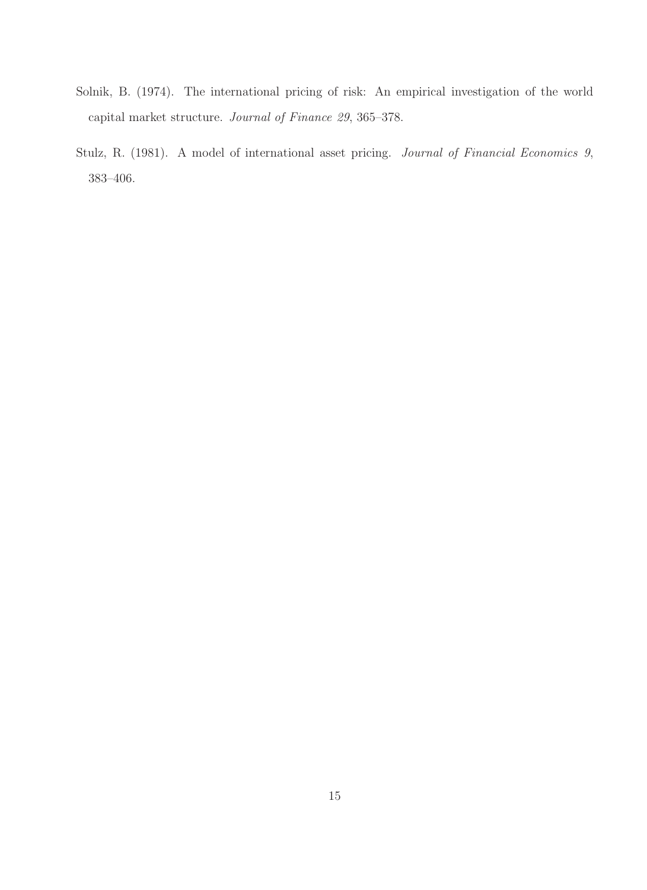Solnik, B. (1974). The international pricing of risk: An empirical investigation of the world capital market structure. *Journal of Finance 29*, 365–378.

Stulz, R. (1981). A model of international asset pricing. *Journal of Financial Economics 9*, 383–406.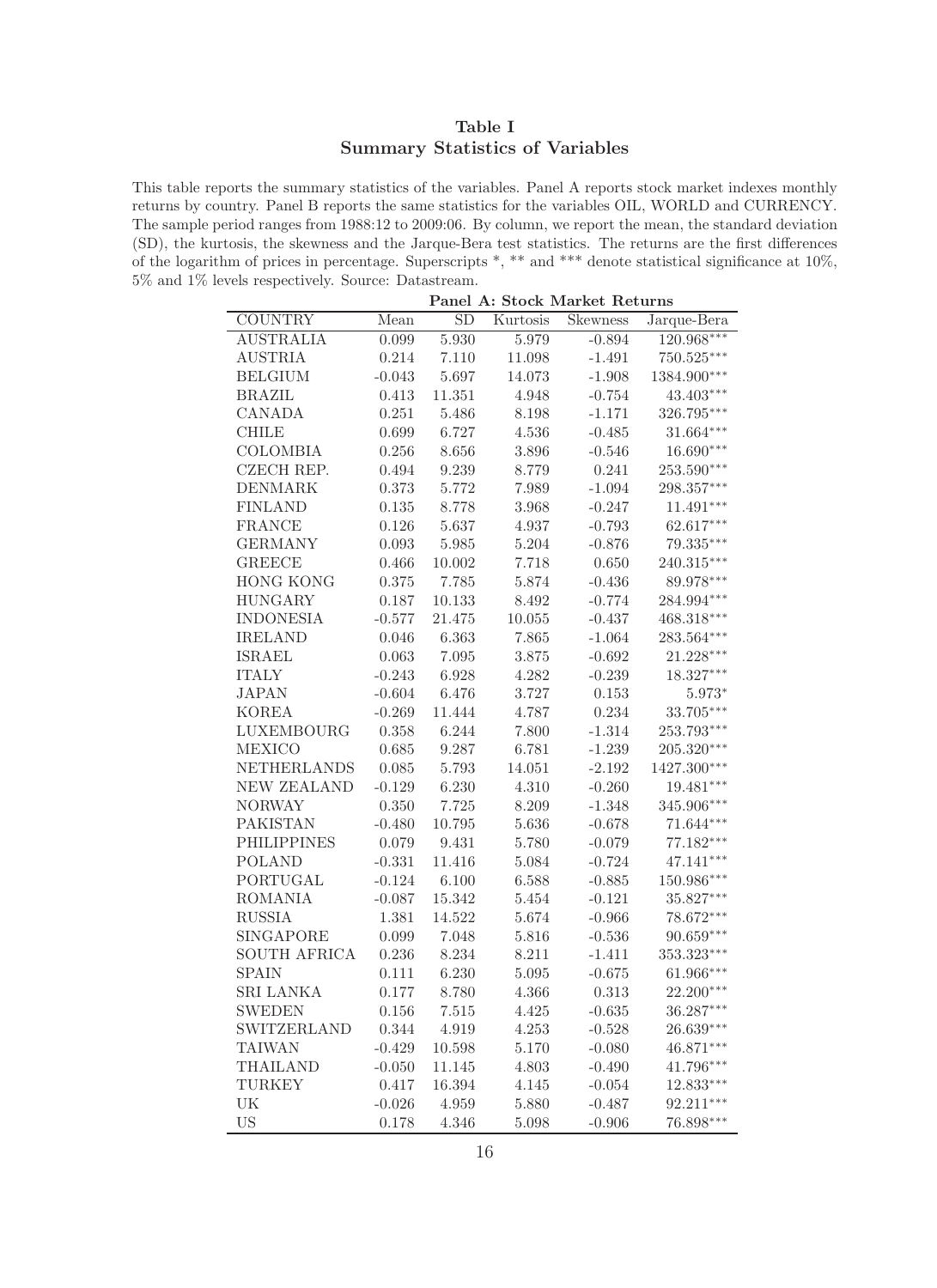## Table I
## Summary Statistics of Variables

This table reports the summary statistics of the variables. Panel A reports stock market indexes monthly returns by country. Panel B reports the same statistics for the variables OIL, WORLD and CURRENCY. The sample period ranges from 1988:12 to 2009:06. By column, we report the mean, the standard deviation (SD), the kurtosis, the skewness and the Jarque-Bera test statistics. The returns are the first differences of the logarithm of prices in percentage. Superscripts \*, \*\* and \*\*\* denote statistical significance at 10%, 5% and 1% levels respectively. Source: Datastream.

| | **Panel A: Stock Market Returns** | | | | |
|---|---|---|---|---|---|
| COUNTRY | Mean | SD | Kurtosis | Skewness | Jarque-Bera |
| AUSTRALIA | 0.099 | 5.930 | 5.979 | -0.894 | 120.968*** |
| AUSTRIA | 0.214 | 7.110 | 11.098 | -1.491 | 750.525*** |
| BELGIUM | -0.043 | 5.697 | 14.073 | -1.908 | 1384.900*** |
| BRAZIL | 0.413 | 11.351 | 4.948 | -0.754 | 43.403*** |
| CANADA | 0.251 | 5.486 | 8.198 | -1.171 | 326.795*** |
| CHILE | 0.699 | 6.727 | 4.536 | -0.485 | 31.664*** |
| COLOMBIA | 0.256 | 8.656 | 3.896 | -0.546 | 16.690*** |
| CZECH REP. | 0.494 | 9.239 | 8.779 | 0.241 | 253.590*** |
| DENMARK | 0.373 | 5.772 | 7.989 | -1.094 | 298.357*** |
| FINLAND | 0.135 | 8.778 | 3.968 | -0.247 | 11.491*** |
| FRANCE | 0.126 | 5.637 | 4.937 | -0.793 | 62.617*** |
| GERMANY | 0.093 | 5.985 | 5.204 | -0.876 | 79.335*** |
| GREECE | 0.466 | 10.002 | 7.718 | 0.650 | 240.315*** |
| HONG KONG | 0.375 | 7.785 | 5.874 | -0.436 | 89.978*** |
| HUNGARY | 0.187 | 10.133 | 8.492 | -0.774 | 284.994*** |
| INDONESIA | -0.577 | 21.475 | 10.055 | -0.437 | 468.318*** |
| IRELAND | 0.046 | 6.363 | 7.865 | -1.064 | 283.564*** |
| ISRAEL | 0.063 | 7.095 | 3.875 | -0.692 | 21.228*** |
| ITALY | -0.243 | 6.928 | 4.282 | -0.239 | 18.327*** |
| JAPAN | -0.604 | 6.476 | 3.727 | 0.153 | 5.973* |
| KOREA | -0.269 | 11.444 | 4.787 | 0.234 | 33.705*** |
| LUXEMBOURG | 0.358 | 6.244 | 7.800 | -1.314 | 253.793*** |
| MEXICO | 0.685 | 9.287 | 6.781 | -1.239 | 205.320*** |
| NETHERLANDS | 0.085 | 5.793 | 14.051 | -2.192 | 1427.300*** |
| NEW ZEALAND | -0.129 | 6.230 | 4.310 | -0.260 | 19.481*** |
| NORWAY | 0.350 | 7.725 | 8.209 | -1.348 | 345.906*** |
| PAKISTAN | -0.480 | 10.795 | 5.636 | -0.678 | 71.644*** |
| PHILIPPINES | 0.079 | 9.431 | 5.780 | -0.079 | 77.182*** |
| POLAND | -0.331 | 11.416 | 5.084 | -0.724 | 47.141*** |
| PORTUGAL | -0.124 | 6.100 | 6.588 | -0.885 | 150.986*** |
| ROMANIA | -0.087 | 15.342 | 5.454 | -0.121 | 35.827*** |
| RUSSIA | 1.381 | 14.522 | 5.674 | -0.966 | 78.672*** |
| SINGAPORE | 0.099 | 7.048 | 5.816 | -0.536 | 90.659*** |
| SOUTH AFRICA | 0.236 | 8.234 | 8.211 | -1.411 | 353.323*** |
| SPAIN | 0.111 | 6.230 | 5.095 | -0.675 | 61.966*** |
| SRI LANKA | 0.177 | 8.780 | 4.366 | 0.313 | 22.200*** |
| SWEDEN | 0.156 | 7.515 | 4.425 | -0.635 | 36.287*** |
| SWITZERLAND | 0.344 | 4.919 | 4.253 | -0.528 | 26.639*** |
| TAIWAN | -0.429 | 10.598 | 5.170 | -0.080 | 46.871*** |
| THAILAND | -0.050 | 11.145 | 4.803 | -0.490 | 41.796*** |
| TURKEY | 0.417 | 16.394 | 4.145 | -0.054 | 12.833*** |
| UK | -0.026 | 4.959 | 5.880 | -0.487 | 92.211*** |
| US | 0.178 | 4.346 | 5.098 | -0.906 | 76.898*** |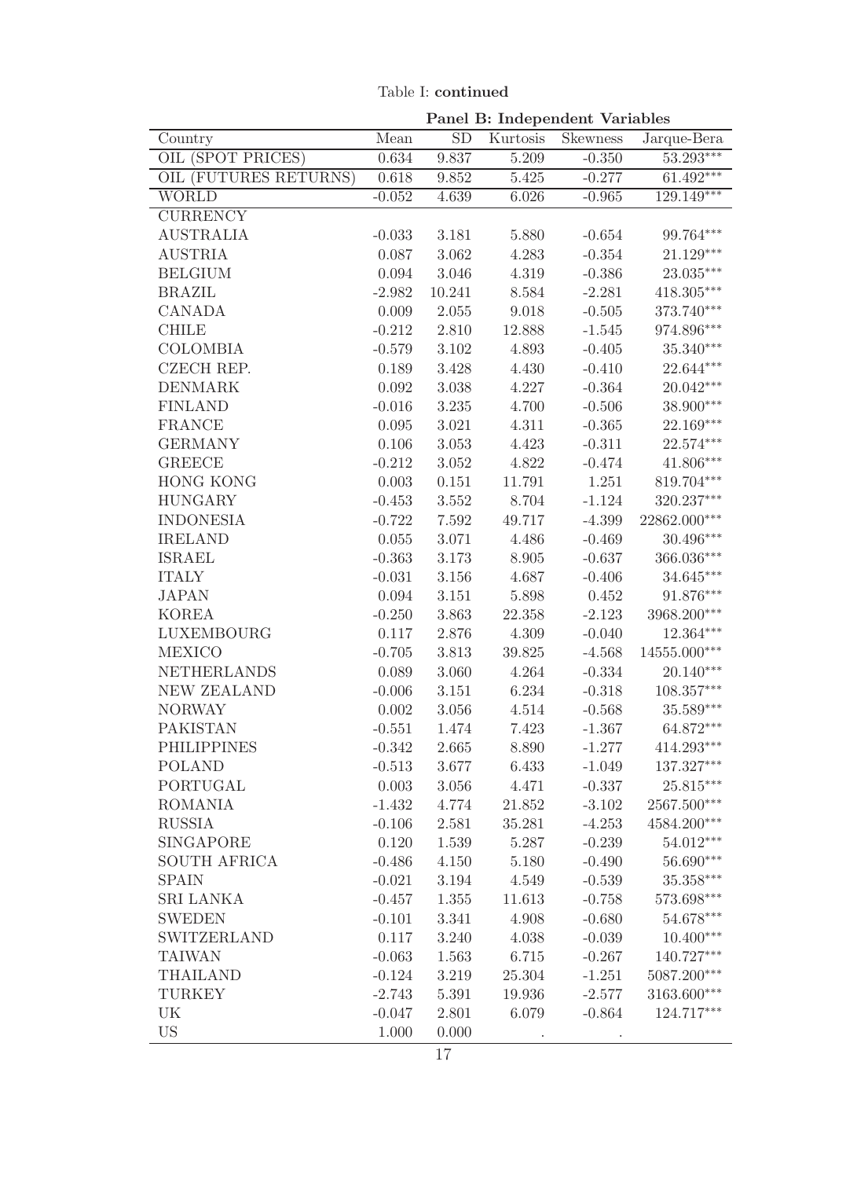Table I: **continued**

| | **Panel B: Independent Variables** | | | | |
|---|---|---|---|---|---|
| Country | Mean | SD | Kurtosis | Skewness | Jarque-Bera |
| OIL (SPOT PRICES) | 0.634 | 9.837 | 5.209 | -0.350 | 53.293*** |
| OIL (FUTURES RETURNS) | 0.618 | 9.852 | 5.425 | -0.277 | 61.492*** |
| WORLD | -0.052 | 4.639 | 6.026 | -0.965 | 129.149*** |
| CURRENCY | | | | | |
| AUSTRALIA | -0.033 | 3.181 | 5.880 | -0.654 | 99.764*** |
| AUSTRIA | 0.087 | 3.062 | 4.283 | -0.354 | 21.129*** |
| BELGIUM | 0.094 | 3.046 | 4.319 | -0.386 | 23.035*** |
| BRAZIL | -2.982 | 10.241 | 8.584 | -2.281 | 418.305*** |
| CANADA | 0.009 | 2.055 | 9.018 | -0.505 | 373.740*** |
| CHILE | -0.212 | 2.810 | 12.888 | -1.545 | 974.896*** |
| COLOMBIA | -0.579 | 3.102 | 4.893 | -0.405 | 35.340*** |
| CZECH REP. | 0.189 | 3.428 | 4.430 | -0.410 | 22.644*** |
| DENMARK | 0.092 | 3.038 | 4.227 | -0.364 | 20.042*** |
| FINLAND | -0.016 | 3.235 | 4.700 | -0.506 | 38.900*** |
| FRANCE | 0.095 | 3.021 | 4.311 | -0.365 | 22.169*** |
| GERMANY | 0.106 | 3.053 | 4.423 | -0.311 | 22.574*** |
| GREECE | -0.212 | 3.052 | 4.822 | -0.474 | 41.806*** |
| HONG KONG | 0.003 | 0.151 | 11.791 | 1.251 | 819.704*** |
| HUNGARY | -0.453 | 3.552 | 8.704 | -1.124 | 320.237*** |
| INDONESIA | -0.722 | 7.592 | 49.717 | -4.399 | 22862.000*** |
| IRELAND | 0.055 | 3.071 | 4.486 | -0.469 | 30.496*** |
| ISRAEL | -0.363 | 3.173 | 8.905 | -0.637 | 366.036*** |
| ITALY | -0.031 | 3.156 | 4.687 | -0.406 | 34.645*** |
| JAPAN | 0.094 | 3.151 | 5.898 | 0.452 | 91.876*** |
| KOREA | -0.250 | 3.863 | 22.358 | -2.123 | 3968.200*** |
| LUXEMBOURG | 0.117 | 2.876 | 4.309 | -0.040 | 12.364*** |
| MEXICO | -0.705 | 3.813 | 39.825 | -4.568 | 14555.000*** |
| NETHERLANDS | 0.089 | 3.060 | 4.264 | -0.334 | 20.140*** |
| NEW ZEALAND | -0.006 | 3.151 | 6.234 | -0.318 | 108.357*** |
| NORWAY | 0.002 | 3.056 | 4.514 | -0.568 | 35.589*** |
| PAKISTAN | -0.551 | 1.474 | 7.423 | -1.367 | 64.872*** |
| PHILIPPINES | -0.342 | 2.665 | 8.890 | -1.277 | 414.293*** |
| POLAND | -0.513 | 3.677 | 6.433 | -1.049 | 137.327*** |
| PORTUGAL | 0.003 | 3.056 | 4.471 | -0.337 | 25.815*** |
| ROMANIA | -1.432 | 4.774 | 21.852 | -3.102 | 2567.500*** |
| RUSSIA | -0.106 | 2.581 | 35.281 | -4.253 | 4584.200*** |
| SINGAPORE | 0.120 | 1.539 | 5.287 | -0.239 | 54.012*** |
| SOUTH AFRICA | -0.486 | 4.150 | 5.180 | -0.490 | 56.690*** |
| SPAIN | -0.021 | 3.194 | 4.549 | -0.539 | 35.358*** |
| SRI LANKA | -0.457 | 1.355 | 11.613 | -0.758 | 573.698*** |
| SWEDEN | -0.101 | 3.341 | 4.908 | -0.680 | 54.678*** |
| SWITZERLAND | 0.117 | 3.240 | 4.038 | -0.039 | 10.400*** |
| TAIWAN | -0.063 | 1.563 | 6.715 | -0.267 | 140.727*** |
| THAILAND | -0.124 | 3.219 | 25.304 | -1.251 | 5087.200*** |
| TURKEY | -2.743 | 5.391 | 19.936 | -2.577 | 3163.600*** |
| UK | -0.047 | 2.801 | 6.079 | -0.864 | 124.717*** |
| US | 1.000 | 0.000 | . | . | |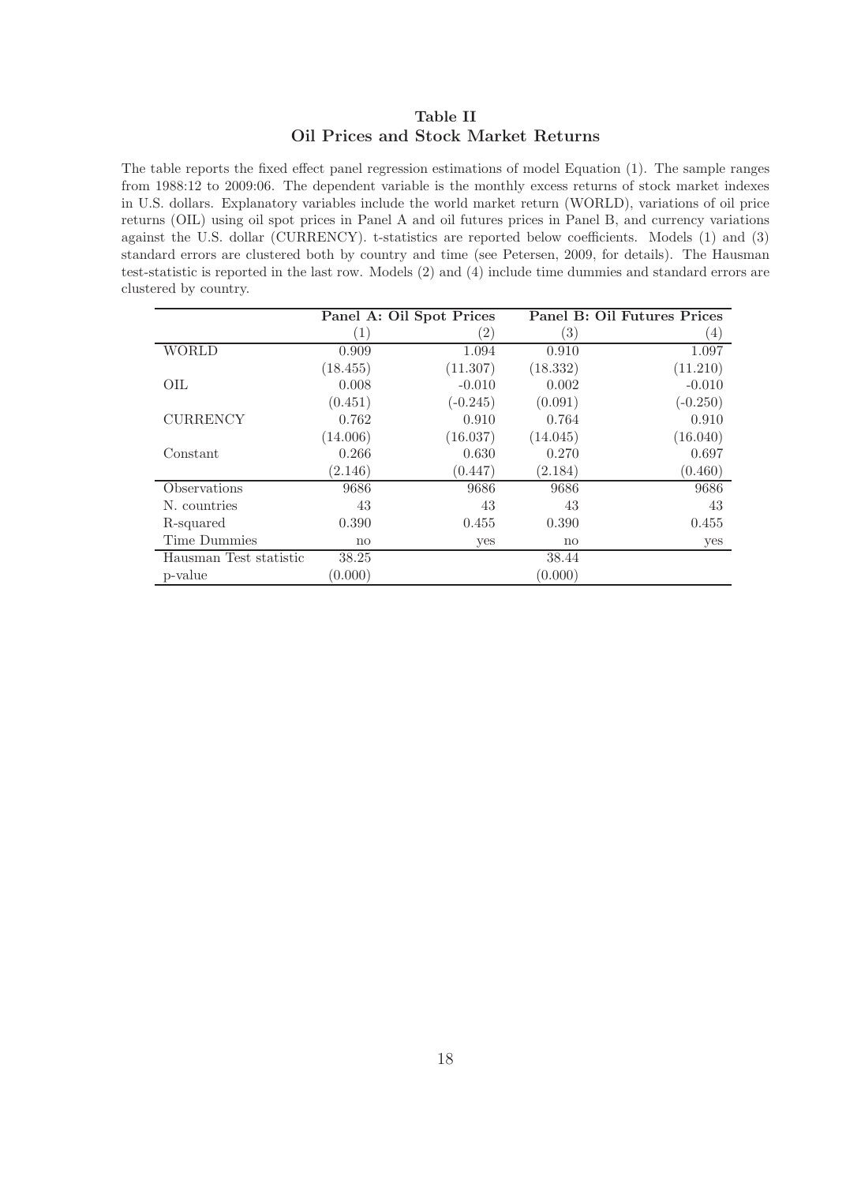## Table II
## Oil Prices and Stock Market Returns

The table reports the fixed effect panel regression estimations of model Equation (1). The sample ranges from 1988:12 to 2009:06. The dependent variable is the monthly excess returns of stock market indexes in U.S. dollars. Explanatory variables include the world market return (WORLD), variations of oil price returns (OIL) using oil spot prices in Panel A and oil futures prices in Panel B, and currency variations against the U.S. dollar (CURRENCY). t-statistics are reported below coefficients. Models (1) and (3) standard errors are clustered both by country and time (see Petersen, 2009, for details). The Hausman test-statistic is reported in the last row. Models (2) and (4) include time dummies and standard errors are clustered by country.

| | **Panel A: Oil Spot Prices** | | **Panel B: Oil Futures Prices** | |
|---|---|---|---|---|
| | (1) | (2) | (3) | (4) |
| WORLD | 0.909 | 1.094 | 0.910 | 1.097 |
| | (18.455) | (11.307) | (18.332) | (11.210) |
| OIL | 0.008 | -0.010 | 0.002 | -0.010 |
| | (0.451) | (-0.245) | (0.091) | (-0.250) |
| CURRENCY | 0.762 | 0.910 | 0.764 | 0.910 |
| | (14.006) | (16.037) | (14.045) | (16.040) |
| Constant | 0.266 | 0.630 | 0.270 | 0.697 |
| | (2.146) | (0.447) | (2.184) | (0.460) |
| Observations | 9686 | 9686 | 9686 | 9686 |
| N. countries | 43 | 43 | 43 | 43 |
| R-squared | 0.390 | 0.455 | 0.390 | 0.455 |
| Time Dummies | no | yes | no | yes |
| Hausman Test statistic | 38.25 | | 38.44 | |
| p-value | (0.000) | | (0.000) | |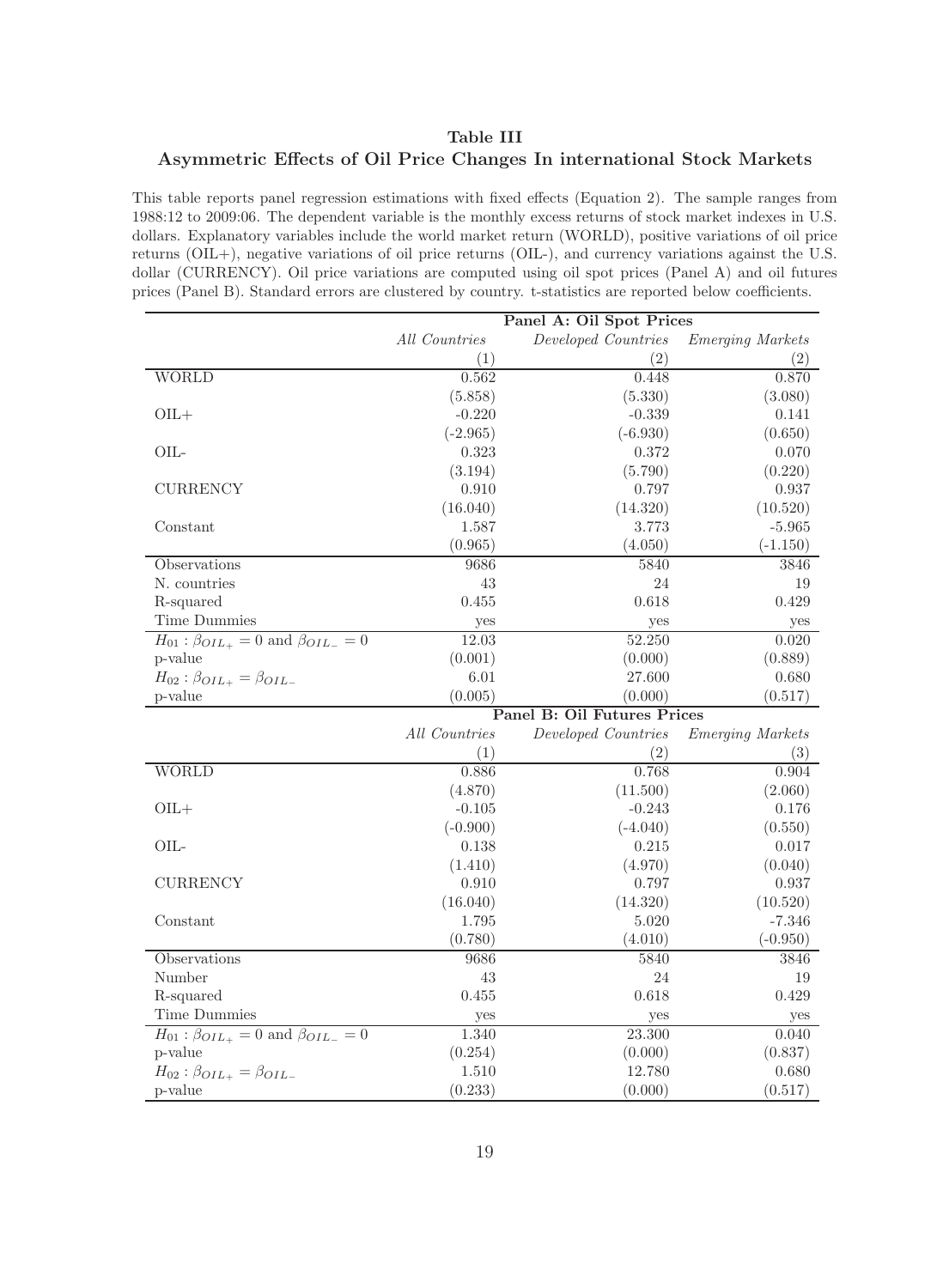**Table III**
**Asymmetric Effects of Oil Price Changes In international Stock Markets**

This table reports panel regression estimations with fixed effects (Equation 2). The sample ranges from 1988:12 to 2009:06. The dependent variable is the monthly excess returns of stock market indexes in U.S. dollars. Explanatory variables include the world market return (WORLD), positive variations of oil price returns (OIL+), negative variations of oil price returns (OIL-), and currency variations against the U.S. dollar (CURRENCY). Oil price variations are computed using oil spot prices (Panel A) and oil futures prices (Panel B). Standard errors are clustered by country. t-statistics are reported below coefficients.

| | Panel A: Oil Spot Prices | | |
|---|---|---|---|
| | *All Countries* | *Developed Countries* | *Emerging Markets* |
| | (1) | (2) | (2) |
| WORLD | 0.562 | 0.448 | 0.870 |
| | (5.858) | (5.330) | (3.080) |
| OIL+ | -0.220 | -0.339 | 0.141 |
| | (-2.965) | (-6.930) | (0.650) |
| OIL- | 0.323 | 0.372 | 0.070 |
| | (3.194) | (5.790) | (0.220) |
| CURRENCY | 0.910 | 0.797 | 0.937 |
| | (16.040) | (14.320) | (10.520) |
| Constant | 1.587 | 3.773 | -5.965 |
| | (0.965) | (4.050) | (-1.150) |
| Observations | 9686 | 5840 | 3846 |
| N. countries | 43 | 24 | 19 |
| R-squared | 0.455 | 0.618 | 0.429 |
| Time Dummies | yes | yes | yes |
| $H_{01}: \beta_{OIL_+} = 0$ and $\beta_{OIL_-} = 0$ | 12.03 | 52.250 | 0.020 |
| p-value | (0.001) | (0.000) | (0.889) |
| $H_{02}: \beta_{OIL_+} = \beta_{OIL_-}$ | 6.01 | 27.600 | 0.680 |
| p-value | (0.005) | (0.000) | (0.517) |
| | **Panel B: Oil Futures Prices** | | |
| | *All Countries* | *Developed Countries* | *Emerging Markets* |
| | (1) | (2) | (3) |
| WORLD | 0.886 | 0.768 | 0.904 |
| | (4.870) | (11.500) | (2.060) |
| OIL+ | -0.105 | -0.243 | 0.176 |
| | (-0.900) | (-4.040) | (0.550) |
| OIL- | 0.138 | 0.215 | 0.017 |
| | (1.410) | (4.970) | (0.040) |
| CURRENCY | 0.910 | 0.797 | 0.937 |
| | (16.040) | (14.320) | (10.520) |
| Constant | 1.795 | 5.020 | -7.346 |
| | (0.780) | (4.010) | (-0.950) |
| Observations | 9686 | 5840 | 3846 |
| Number | 43 | 24 | 19 |
| R-squared | 0.455 | 0.618 | 0.429 |
| Time Dummies | yes | yes | yes |
| $H_{01}: \beta_{OIL_+} = 0$ and $\beta_{OIL_-} = 0$ | 1.340 | 23.300 | 0.040 |
| p-value | (0.254) | (0.000) | (0.837) |
| $H_{02}: \beta_{OIL_+} = \beta_{OIL_-}$ | 1.510 | 12.780 | 0.680 |
| p-value | (0.233) | (0.000) | (0.517) |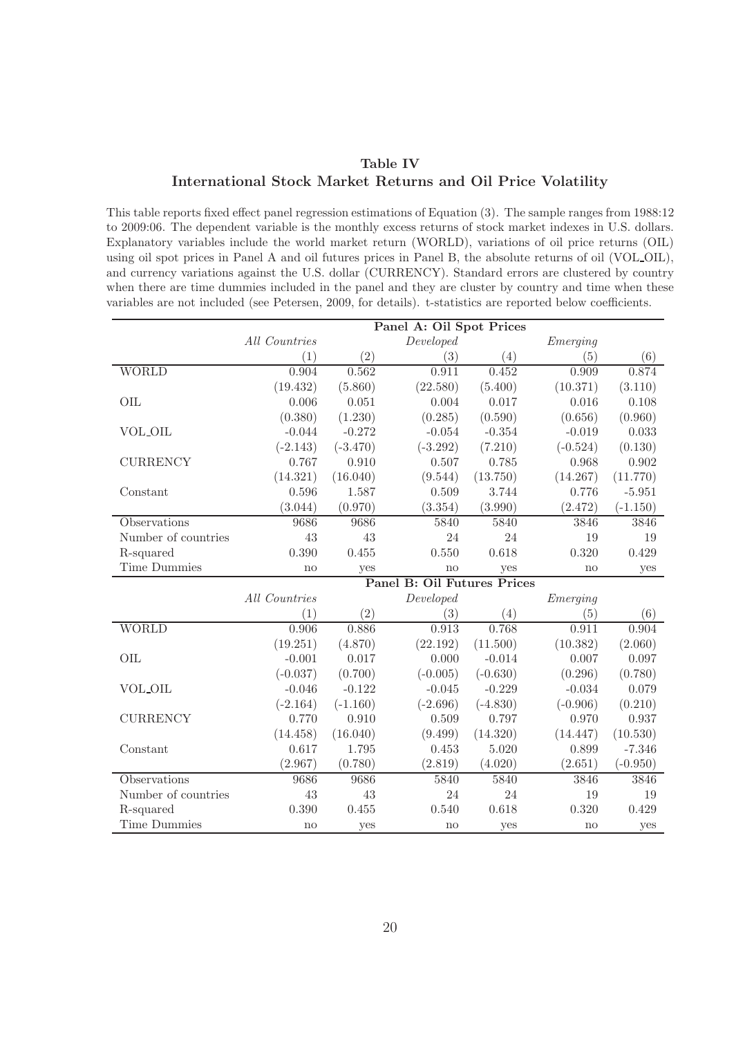## Table IV
## International Stock Market Returns and Oil Price Volatility

This table reports fixed effect panel regression estimations of Equation (3). The sample ranges from 1988:12 to 2009:06. The dependent variable is the monthly excess returns of stock market indexes in U.S. dollars. Explanatory variables include the world market return (WORLD), variations of oil price returns (OIL) using oil spot prices in Panel A and oil futures prices in Panel B, the absolute returns of oil (VOL_OIL), and currency variations against the U.S. dollar (CURRENCY). Standard errors are clustered by country when there are time dummies included in the panel and they are cluster by country and time when these variables are not included (see Petersen, 2009, for details). t-statistics are reported below coefficients.

| | **Panel A: Oil Spot Prices** | | | | | |
|---|---|---|---|---|---|---|
| | *All Countries* | | *Developed* | | *Emerging* | |
| | (1) | (2) | (3) | (4) | (5) | (6) |
| WORLD | 0.904 | 0.562 | 0.911 | 0.452 | 0.909 | 0.874 |
| | (19.432) | (5.860) | (22.580) | (5.400) | (10.371) | (3.110) |
| OIL | 0.006 | 0.051 | 0.004 | 0.017 | 0.016 | 0.108 |
| | (0.380) | (1.230) | (0.285) | (0.590) | (0.656) | (0.960) |
| VOL_OIL | -0.044 | -0.272 | -0.054 | -0.354 | -0.019 | 0.033 |
| | (-2.143) | (-3.470) | (-3.292) | (7.210) | (-0.524) | (0.130) |
| CURRENCY | 0.767 | 0.910 | 0.507 | 0.785 | 0.968 | 0.902 |
| | (14.321) | (16.040) | (9.544) | (13.750) | (14.267) | (11.770) |
| Constant | 0.596 | 1.587 | 0.509 | 3.744 | 0.776 | -5.951 |
| | (3.044) | (0.970) | (3.354) | (3.990) | (2.472) | (-1.150) |
| Observations | 9686 | 9686 | 5840 | 5840 | 3846 | 3846 |
| Number of countries | 43 | 43 | 24 | 24 | 19 | 19 |
| R-squared | 0.390 | 0.455 | 0.550 | 0.618 | 0.320 | 0.429 |
| Time Dummies | no | yes | no | yes | no | yes |
| | **Panel B: Oil Futures Prices** | | | | | |
| | *All Countries* | | *Developed* | | *Emerging* | |
| | (1) | (2) | (3) | (4) | (5) | (6) |
| WORLD | 0.906 | 0.886 | 0.913 | 0.768 | 0.911 | 0.904 |
| | (19.251) | (4.870) | (22.192) | (11.500) | (10.382) | (2.060) |
| OIL | -0.001 | 0.017 | 0.000 | -0.014 | 0.007 | 0.097 |
| | (-0.037) | (0.700) | (-0.005) | (-0.630) | (0.296) | (0.780) |
| VOL_OIL | -0.046 | -0.122 | -0.045 | -0.229 | -0.034 | 0.079 |
| | (-2.164) | (-1.160) | (-2.696) | (-4.830) | (-0.906) | (0.210) |
| CURRENCY | 0.770 | 0.910 | 0.509 | 0.797 | 0.970 | 0.937 |
| | (14.458) | (16.040) | (9.499) | (14.320) | (14.447) | (10.530) |
| Constant | 0.617 | 1.795 | 0.453 | 5.020 | 0.899 | -7.346 |
| | (2.967) | (0.780) | (2.819) | (4.020) | (2.651) | (-0.950) |
| Observations | 9686 | 9686 | 5840 | 5840 | 3846 | 3846 |
| Number of countries | 43 | 43 | 24 | 24 | 19 | 19 |
| R-squared | 0.390 | 0.455 | 0.540 | 0.618 | 0.320 | 0.429 |
| Time Dummies | no | yes | no | yes | no | yes |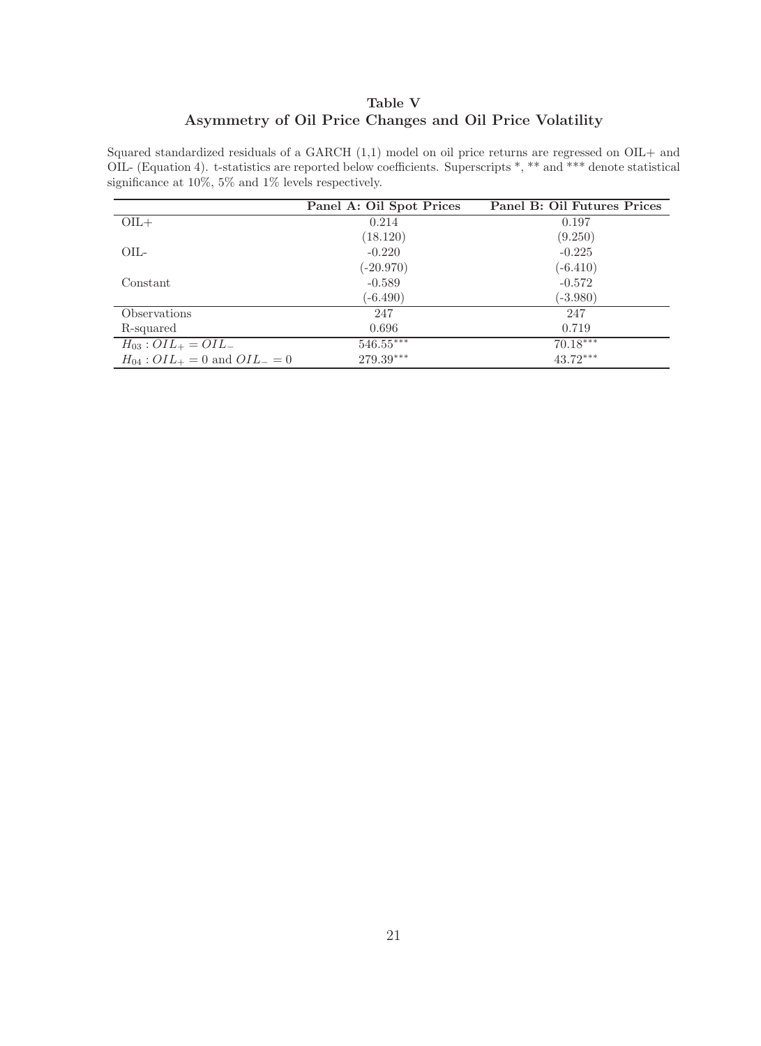# Table V
## Asymmetry of Oil Price Changes and Oil Price Volatility

Squared standardized residuals of a GARCH (1,1) model on oil price returns are regressed on OIL+ and OIL- (Equation 4). t-statistics are reported below coefficients. Superscripts *, ** and *** denote statistical significance at 10%, 5% and 1% levels respectively.

| | Panel A: Oil Spot Prices | Panel B: Oil Futures Prices |
|---|---|---|
| OIL+ | 0.214 | 0.197 |
| | (18.120) | (9.250) |
| OIL- | -0.220 | -0.225 |
| | (-20.970) | (-6.410) |
| Constant | -0.589 | -0.572 |
| | (-6.490) | (-3.980) |
| Observations | 247 | 247 |
| R-squared | 0.696 | 0.719 |
| $H_{03} : OIL_{+} = OIL_{-}$ | $546.55^{***}$ | $70.18^{***}$ |
| $H_{04} : OIL_{+} = 0$ and $OIL_{-} = 0$ | $279.39^{***}$ | $43.72^{***}$ |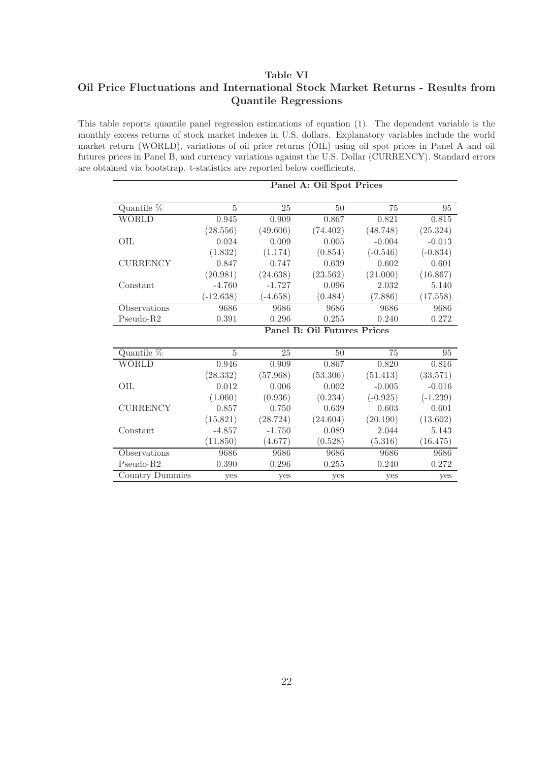## Table VI
## Oil Price Fluctuations and International Stock Market Returns - Results from Quantile Regressions

This table reports quantile panel regression estimations of equation (1). The dependent variable is the monthly excess returns of stock market indexes in U.S. dollars. Explanatory variables include the world market return (WORLD), variations of oil price returns (OIL) using oil spot prices in Panel A and oil futures prices in Panel B, and currency variations against the U.S. Dollar (CURRENCY). Standard errors are obtained via bootstrap. t-statistics are reported below coefficients.

| | **Panel A: Oil Spot Prices** | | | | |
|---|---|---|---|---|---|
| Quantile % | 5 | 25 | 50 | 75 | 95 |
| WORLD | 0.945 | 0.909 | 0.867 | 0.821 | 0.815 |
| | (28.556) | (49.606) | (74.402) | (48.748) | (25.324) |
| OIL | 0.024 | 0.009 | 0.005 | -0.004 | -0.013 |
| | (1.832) | (1.174) | (0.854) | (-0.546) | (-0.834) |
| CURRENCY | 0.847 | 0.747 | 0.639 | 0.602 | 0.601 |
| | (20.981) | (24.638) | (23.562) | (21.000) | (16.867) |
| Constant | -4.760 | -1.727 | 0.096 | 2.032 | 5.140 |
| | (-12.638) | (-4.658) | (0.484) | (7.886) | (17.558) |
| Observations | 9686 | 9686 | 9686 | 9686 | 9686 |
| Pseudo-R2 | 0.391 | 0.296 | 0.255 | 0.240 | 0.272 |
| | **Panel B: Oil Futures Prices** | | | | |
| Quantile % | 5 | 25 | 50 | 75 | 95 |
| WORLD | 0.946 | 0.909 | 0.867 | 0.820 | 0.816 |
| | (28.332) | (57.968) | (53.306) | (51.413) | (33.571) |
| OIL | 0.012 | 0.006 | 0.002 | -0.005 | -0.016 |
| | (1.060) | (0.936) | (0.234) | (-0.925) | (-1.239) |
| CURRENCY | 0.857 | 0.750 | 0.639 | 0.603 | 0.601 |
| | (15.821) | (28.724) | (24.604) | (20.190) | (13.602) |
| Constant | -4.857 | -1.750 | 0.089 | 2.044 | 5.143 |
| | (11.850) | (4.677) | (0.528) | (5.316) | (16.475) |
| Observations | 9686 | 9686 | 9686 | 9686 | 9686 |
| Pseudo-R2 | 0.390 | 0.296 | 0.255 | 0.240 | 0.272 |
| Country Dummies | yes | yes | yes | yes | yes |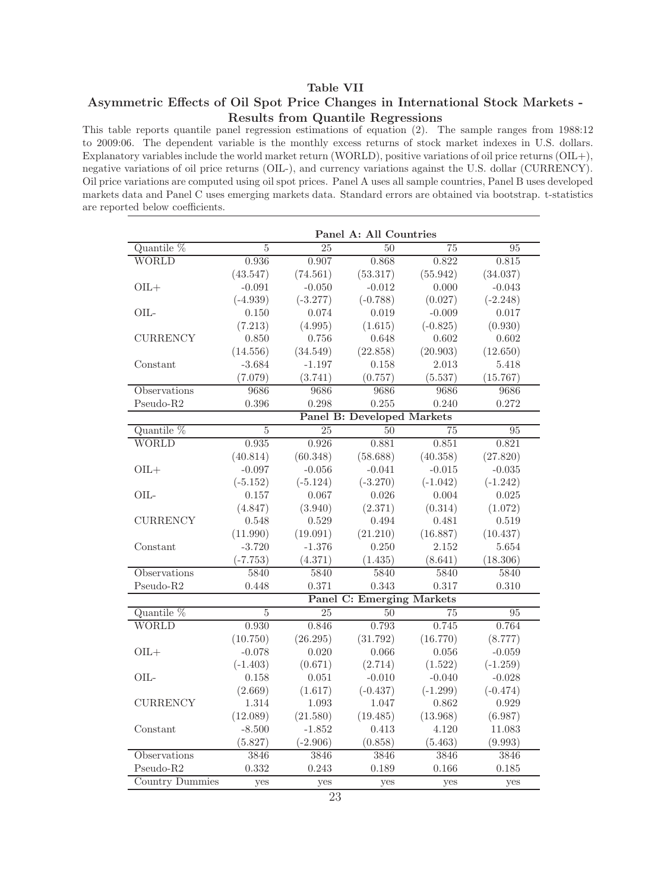# Table VII

## Asymmetric Effects of Oil Spot Price Changes in International Stock Markets - Results from Quantile Regressions

This table reports quantile panel regression estimations of equation (2). The sample ranges from 1988:12 to 2009:06. The dependent variable is the monthly excess returns of stock market indexes in U.S. dollars. Explanatory variables include the world market return (WORLD), positive variations of oil price returns (OIL+), negative variations of oil price returns (OIL-), and currency variations against the U.S. dollar (CURRENCY). Oil price variations are computed using oil spot prices. Panel A uses all sample countries, Panel B uses developed markets data and Panel C uses emerging markets data. Standard errors are obtained via bootstrap. t-statistics are reported below coefficients.

| | **Panel A: All Countries** | | | | |
|---|---|---|---|---|---|
| Quantile % | 5 | 25 | 50 | 75 | 95 |
| WORLD | 0.936 | 0.907 | 0.868 | 0.822 | 0.815 |
| | (43.547) | (74.561) | (53.317) | (55.942) | (34.037) |
| OIL+ | -0.091 | -0.050 | -0.012 | 0.000 | -0.043 |
| | (-4.939) | (-3.277) | (-0.788) | (0.027) | (-2.248) |
| OIL- | 0.150 | 0.074 | 0.019 | -0.009 | 0.017 |
| | (7.213) | (4.995) | (1.615) | (-0.825) | (0.930) |
| CURRENCY | 0.850 | 0.756 | 0.648 | 0.602 | 0.602 |
| | (14.556) | (34.549) | (22.858) | (20.903) | (12.650) |
| Constant | -3.684 | -1.197 | 0.158 | 2.013 | 5.418 |
| | (7.079) | (3.741) | (0.757) | (5.537) | (15.767) |
| Observations | 9686 | 9686 | 9686 | 9686 | 9686 |
| Pseudo-R2 | 0.396 | 0.298 | 0.255 | 0.240 | 0.272 |
| | **Panel B: Developed Markets** | | | | |
| Quantile % | 5 | 25 | 50 | 75 | 95 |
| WORLD | 0.935 | 0.926 | 0.881 | 0.851 | 0.821 |
| | (40.814) | (60.348) | (58.688) | (40.358) | (27.820) |
| OIL+ | -0.097 | -0.056 | -0.041 | -0.015 | -0.035 |
| | (-5.152) | (-5.124) | (-3.270) | (-1.042) | (-1.242) |
| OIL- | 0.157 | 0.067 | 0.026 | 0.004 | 0.025 |
| | (4.847) | (3.940) | (2.371) | (0.314) | (1.072) |
| CURRENCY | 0.548 | 0.529 | 0.494 | 0.481 | 0.519 |
| | (11.990) | (19.091) | (21.210) | (16.887) | (10.437) |
| Constant | -3.720 | -1.376 | 0.250 | 2.152 | 5.654 |
| | (-7.753) | (4.371) | (1.435) | (8.641) | (18.306) |
| Observations | 5840 | 5840 | 5840 | 5840 | 5840 |
| Pseudo-R2 | 0.448 | 0.371 | 0.343 | 0.317 | 0.310 |
| | **Panel C: Emerging Markets** | | | | |
| Quantile % | 5 | 25 | 50 | 75 | 95 |
| WORLD | 0.930 | 0.846 | 0.793 | 0.745 | 0.764 |
| | (10.750) | (26.295) | (31.792) | (16.770) | (8.777) |
| OIL+ | -0.078 | 0.020 | 0.066 | 0.056 | -0.059 |
| | (-1.403) | (0.671) | (2.714) | (1.522) | (-1.259) |
| OIL- | 0.158 | 0.051 | -0.010 | -0.040 | -0.028 |
| | (2.669) | (1.617) | (-0.437) | (-1.299) | (-0.474) |
| CURRENCY | 1.314 | 1.093 | 1.047 | 0.862 | 0.929 |
| | (12.089) | (21.580) | (19.485) | (13.968) | (6.987) |
| Constant | -8.500 | -1.852 | 0.413 | 4.120 | 11.083 |
| | (5.827) | (-2.906) | (0.858) | (5.463) | (9.993) |
| Observations | 3846 | 3846 | 3846 | 3846 | 3846 |
| Pseudo-R2 | 0.332 | 0.243 | 0.189 | 0.166 | 0.185 |
| Country Dummies | yes | yes | yes | yes | yes |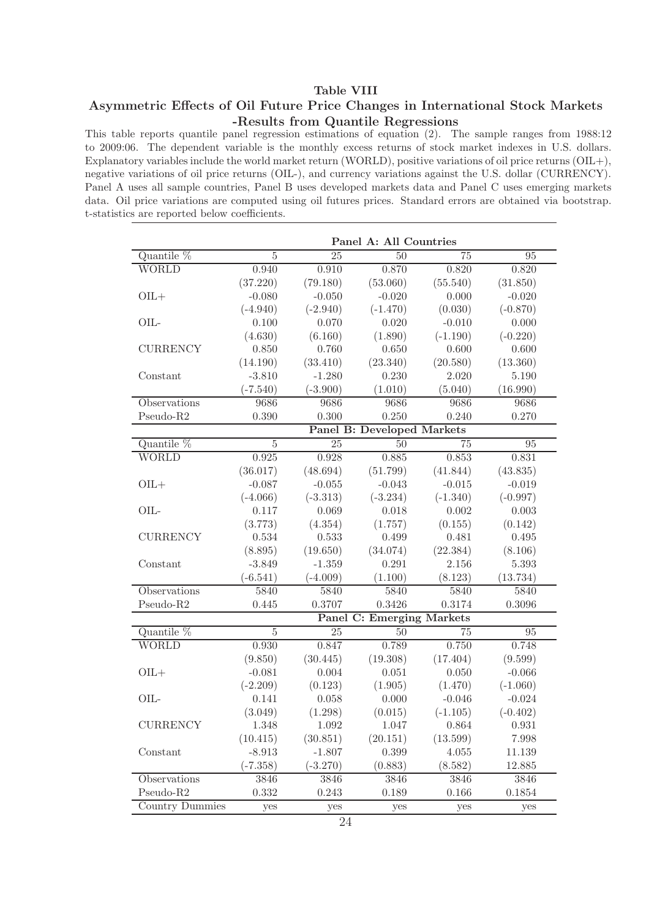**Table VIII**

**Asymmetric Effects of Oil Future Price Changes in International Stock Markets -Results from Quantile Regressions**

This table reports quantile panel regression estimations of equation (2). The sample ranges from 1988:12 to 2009:06. The dependent variable is the monthly excess returns of stock market indexes in U.S. dollars. Explanatory variables include the world market return (WORLD), positive variations of oil price returns (OIL+), negative variations of oil price returns (OIL-), and currency variations against the U.S. dollar (CURRENCY). Panel A uses all sample countries, Panel B uses developed markets data and Panel C uses emerging markets data. Oil price variations are computed using oil futures prices. Standard errors are obtained via bootstrap. t-statistics are reported below coefficients.

| | **Panel A: All Countries** | | | | |
|---|---|---|---|---|---|
| Quantile % | 5 | 25 | 50 | 75 | 95 |
| WORLD | 0.940 | 0.910 | 0.870 | 0.820 | 0.820 |
| | (37.220) | (79.180) | (53.060) | (55.540) | (31.850) |
| OIL+ | -0.080 | -0.050 | -0.020 | 0.000 | -0.020 |
| | (-4.940) | (-2.940) | (-1.470) | (0.030) | (-0.870) |
| OIL- | 0.100 | 0.070 | 0.020 | -0.010 | 0.000 |
| | (4.630) | (6.160) | (1.890) | (-1.190) | (-0.220) |
| CURRENCY | 0.850 | 0.760 | 0.650 | 0.600 | 0.600 |
| | (14.190) | (33.410) | (23.340) | (20.580) | (13.360) |
| Constant | -3.810 | -1.280 | 0.230 | 2.020 | 5.190 |
| | (-7.540) | (-3.900) | (1.010) | (5.040) | (16.990) |
| Observations | 9686 | 9686 | 9686 | 9686 | 9686 |
| Pseudo-R2 | 0.390 | 0.300 | 0.250 | 0.240 | 0.270 |
| | **Panel B: Developed Markets** | | | | |
| Quantile % | 5 | 25 | 50 | 75 | 95 |
| WORLD | 0.925 | 0.928 | 0.885 | 0.853 | 0.831 |
| | (36.017) | (48.694) | (51.799) | (41.844) | (43.835) |
| OIL+ | -0.087 | -0.055 | -0.043 | -0.015 | -0.019 |
| | (-4.066) | (-3.313) | (-3.234) | (-1.340) | (-0.997) |
| OIL- | 0.117 | 0.069 | 0.018 | 0.002 | 0.003 |
| | (3.773) | (4.354) | (1.757) | (0.155) | (0.142) |
| CURRENCY | 0.534 | 0.533 | 0.499 | 0.481 | 0.495 |
| | (8.895) | (19.650) | (34.074) | (22.384) | (8.106) |
| Constant | -3.849 | -1.359 | 0.291 | 2.156 | 5.393 |
| | (-6.541) | (-4.009) | (1.100) | (8.123) | (13.734) |
| Observations | 5840 | 5840 | 5840 | 5840 | 5840 |
| Pseudo-R2 | 0.445 | 0.3707 | 0.3426 | 0.3174 | 0.3096 |
| | **Panel C: Emerging Markets** | | | | |
| Quantile % | 5 | 25 | 50 | 75 | 95 |
| WORLD | 0.930 | 0.847 | 0.789 | 0.750 | 0.748 |
| | (9.850) | (30.445) | (19.308) | (17.404) | (9.599) |
| OIL+ | -0.081 | 0.004 | 0.051 | 0.050 | -0.066 |
| | (-2.209) | (0.123) | (1.905) | (1.470) | (-1.060) |
| OIL- | 0.141 | 0.058 | 0.000 | -0.046 | -0.024 |
| | (3.049) | (1.298) | (0.015) | (-1.105) | (-0.402) |
| CURRENCY | 1.348 | 1.092 | 1.047 | 0.864 | 0.931 |
| | (10.415) | (30.851) | (20.151) | (13.599) | 7.998 |
| Constant | -8.913 | -1.807 | 0.399 | 4.055 | 11.139 |
| | (-7.358) | (-3.270) | (0.883) | (8.582) | 12.885 |
| Observations | 3846 | 3846 | 3846 | 3846 | 3846 |
| Pseudo-R2 | 0.332 | 0.243 | 0.189 | 0.166 | 0.1854 |
| Country Dummies | yes | yes | yes | yes | yes |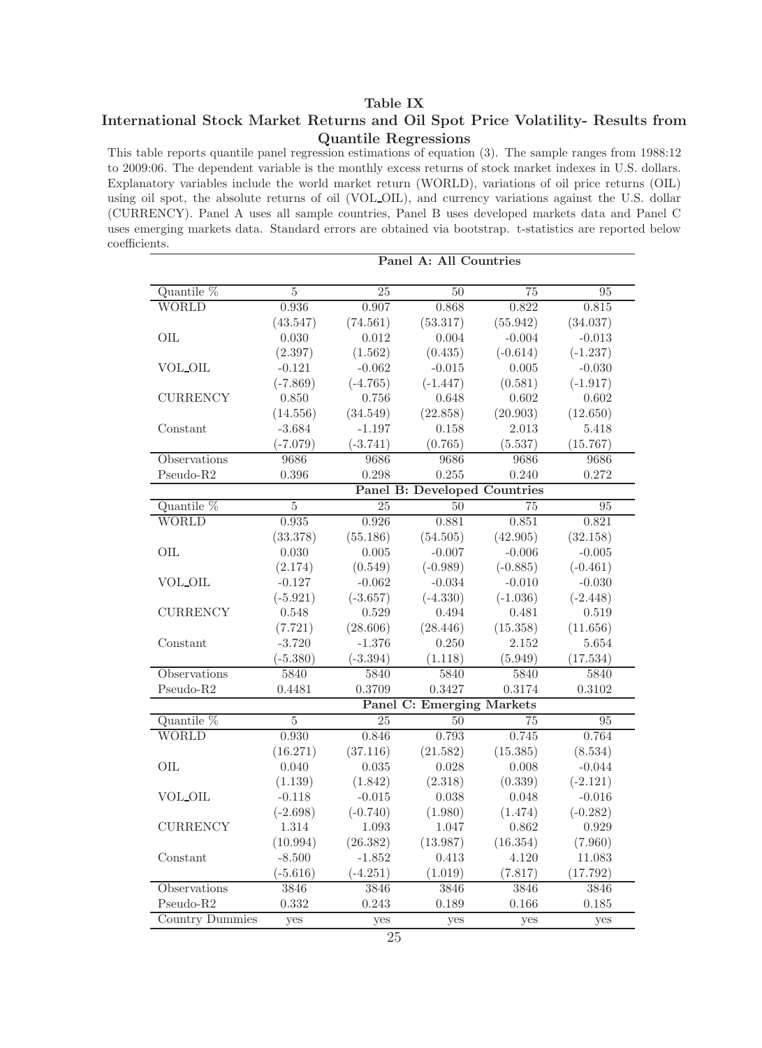**Table IX**

**International Stock Market Returns and Oil Spot Price Volatility- Results from Quantile Regressions**

This table reports quantile panel regression estimations of equation (3). The sample ranges from 1988:12 to 2009:06. The dependent variable is the monthly excess returns of stock market indexes in U.S. dollars. Explanatory variables include the world market return (WORLD), variations of oil price returns (OIL) using oil spot, the absolute returns of oil (VOL_OIL), and currency variations against the U.S. dollar (CURRENCY). Panel A uses all sample countries, Panel B uses developed markets data and Panel C uses emerging markets data. Standard errors are obtained via bootstrap. t-statistics are reported below coefficients.

| | **Panel A: All Countries** | | | | |
|---|---|---|---|---|---|
| Quantile % | 5 | 25 | 50 | 75 | 95 |
| WORLD | 0.936 | 0.907 | 0.868 | 0.822 | 0.815 |
| | (43.547) | (74.561) | (53.317) | (55.942) | (34.037) |
| OIL | 0.030 | 0.012 | 0.004 | -0.004 | -0.013 |
| | (2.397) | (1.562) | (0.435) | (-0.614) | (-1.237) |
| VOL_OIL | -0.121 | -0.062 | -0.015 | 0.005 | -0.030 |
| | (-7.869) | (-4.765) | (-1.447) | (0.581) | (-1.917) |
| CURRENCY | 0.850 | 0.756 | 0.648 | 0.602 | 0.602 |
| | (14.556) | (34.549) | (22.858) | (20.903) | (12.650) |
| Constant | -3.684 | -1.197 | 0.158 | 2.013 | 5.418 |
| | (-7.079) | (-3.741) | (0.765) | (5.537) | (15.767) |
| Observations | 9686 | 9686 | 9686 | 9686 | 9686 |
| Pseudo-R2 | 0.396 | 0.298 | 0.255 | 0.240 | 0.272 |
| | **Panel B: Developed Countries** | | | | |
| Quantile % | 5 | 25 | 50 | 75 | 95 |
| WORLD | 0.935 | 0.926 | 0.881 | 0.851 | 0.821 |
| | (33.378) | (55.186) | (54.505) | (42.905) | (32.158) |
| OIL | 0.030 | 0.005 | -0.007 | -0.006 | -0.005 |
| | (2.174) | (0.549) | (-0.989) | (-0.885) | (-0.461) |
| VOL_OIL | -0.127 | -0.062 | -0.034 | -0.010 | -0.030 |
| | (-5.921) | (-3.657) | (-4.330) | (-1.036) | (-2.448) |
| CURRENCY | 0.548 | 0.529 | 0.494 | 0.481 | 0.519 |
| | (7.721) | (28.606) | (28.446) | (15.358) | (11.656) |
| Constant | -3.720 | -1.376 | 0.250 | 2.152 | 5.654 |
| | (-5.380) | (-3.394) | (1.118) | (5.949) | (17.534) |
| Observations | 5840 | 5840 | 5840 | 5840 | 5840 |
| Pseudo-R2 | 0.4481 | 0.3709 | 0.3427 | 0.3174 | 0.3102 |
| | **Panel C: Emerging Markets** | | | | |
| Quantile % | 5 | 25 | 50 | 75 | 95 |
| WORLD | 0.930 | 0.846 | 0.793 | 0.745 | 0.764 |
| | (16.271) | (37.116) | (21.582) | (15.385) | (8.534) |
| OIL | 0.040 | 0.035 | 0.028 | 0.008 | -0.044 |
| | (1.139) | (1.842) | (2.318) | (0.339) | (-2.121) |
| VOL_OIL | -0.118 | -0.015 | 0.038 | 0.048 | -0.016 |
| | (-2.698) | (-0.740) | (1.980) | (1.474) | (-0.282) |
| CURRENCY | 1.314 | 1.093 | 1.047 | 0.862 | 0.929 |
| | (10.994) | (26.382) | (13.987) | (16.354) | (7.960) |
| Constant | -8.500 | -1.852 | 0.413 | 4.120 | 11.083 |
| | (-5.616) | (-4.251) | (1.019) | (7.817) | (17.792) |
| Observations | 3846 | 3846 | 3846 | 3846 | 3846 |
| Pseudo-R2 | 0.332 | 0.243 | 0.189 | 0.166 | 0.185 |
| Country Dummies | yes | yes | yes | yes | yes |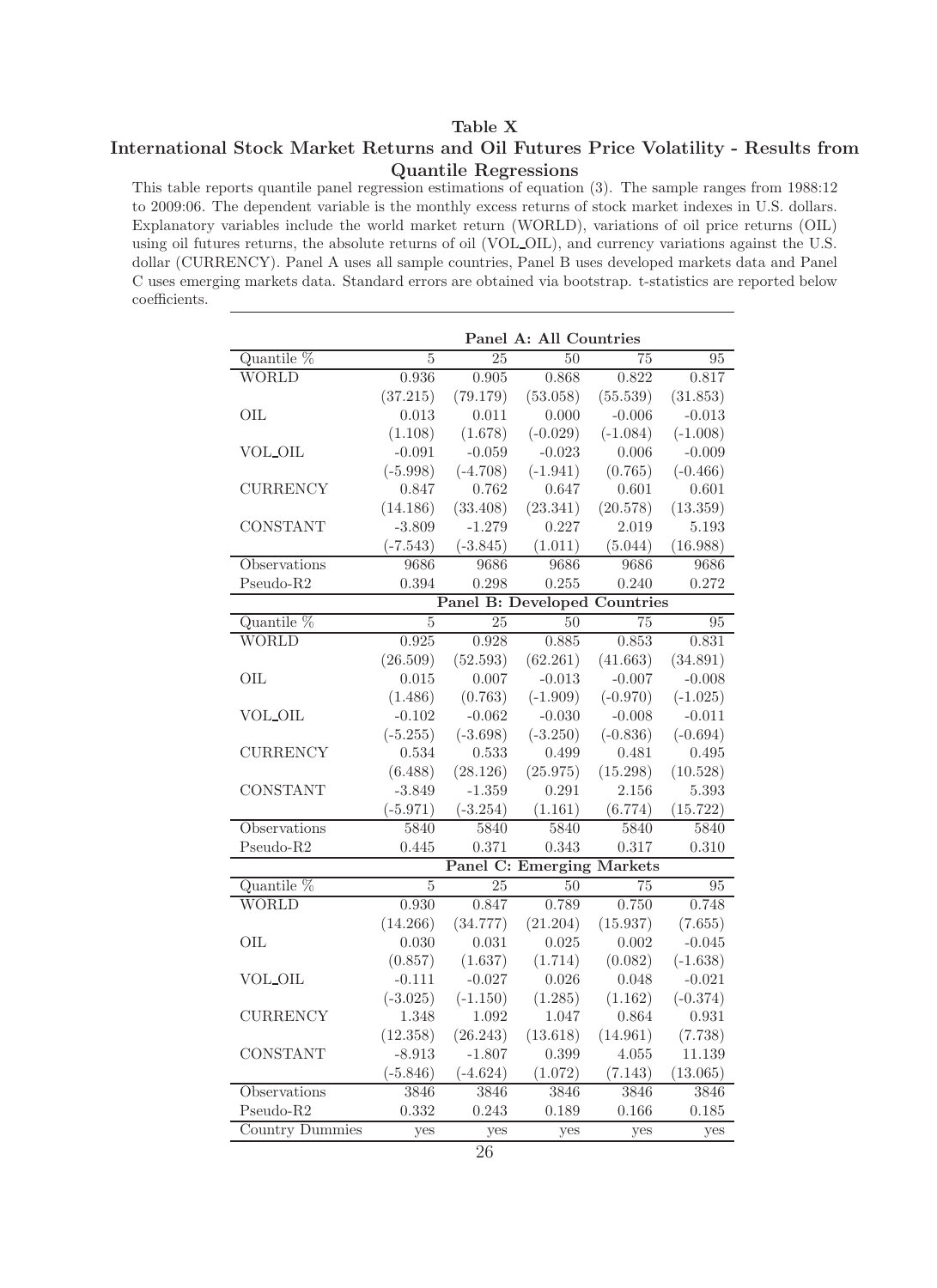**Table X**

**International Stock Market Returns and Oil Futures Price Volatility - Results from Quantile Regressions**

This table reports quantile panel regression estimations of equation (3). The sample ranges from 1988:12 to 2009:06. The dependent variable is the monthly excess returns of stock market indexes in U.S. dollars. Explanatory variables include the world market return (WORLD), variations of oil price returns (OIL) using oil futures returns, the absolute returns of oil (VOL_OIL), and currency variations against the U.S. dollar (CURRENCY). Panel A uses all sample countries, Panel B uses developed markets data and Panel C uses emerging markets data. Standard errors are obtained via bootstrap. t-statistics are reported below coefficients.

| | **Panel A: All Countries** | | | | |
|---|---|---|---|---|---|
| Quantile % | 5 | 25 | 50 | 75 | 95 |
| WORLD | 0.936 | 0.905 | 0.868 | 0.822 | 0.817 |
| | (37.215) | (79.179) | (53.058) | (55.539) | (31.853) |
| OIL | 0.013 | 0.011 | 0.000 | -0.006 | -0.013 |
| | (1.108) | (1.678) | (-0.029) | (-1.084) | (-1.008) |
| VOL_OIL | -0.091 | -0.059 | -0.023 | 0.006 | -0.009 |
| | (-5.998) | (-4.708) | (-1.941) | (0.765) | (-0.466) |
| CURRENCY | 0.847 | 0.762 | 0.647 | 0.601 | 0.601 |
| | (14.186) | (33.408) | (23.341) | (20.578) | (13.359) |
| CONSTANT | -3.809 | -1.279 | 0.227 | 2.019 | 5.193 |
| | (-7.543) | (-3.845) | (1.011) | (5.044) | (16.988) |
| Observations | 9686 | 9686 | 9686 | 9686 | 9686 |
| Pseudo-R2 | 0.394 | 0.298 | 0.255 | 0.240 | 0.272 |
| | **Panel B: Developed Countries** | | | | |
| Quantile % | 5 | 25 | 50 | 75 | 95 |
| WORLD | 0.925 | 0.928 | 0.885 | 0.853 | 0.831 |
| | (26.509) | (52.593) | (62.261) | (41.663) | (34.891) |
| OIL | 0.015 | 0.007 | -0.013 | -0.007 | -0.008 |
| | (1.486) | (0.763) | (-1.909) | (-0.970) | (-1.025) |
| VOL_OIL | -0.102 | -0.062 | -0.030 | -0.008 | -0.011 |
| | (-5.255) | (-3.698) | (-3.250) | (-0.836) | (-0.694) |
| CURRENCY | 0.534 | 0.533 | 0.499 | 0.481 | 0.495 |
| | (6.488) | (28.126) | (25.975) | (15.298) | (10.528) |
| CONSTANT | -3.849 | -1.359 | 0.291 | 2.156 | 5.393 |
| | (-5.971) | (-3.254) | (1.161) | (6.774) | (15.722) |
| Observations | 5840 | 5840 | 5840 | 5840 | 5840 |
| Pseudo-R2 | 0.445 | 0.371 | 0.343 | 0.317 | 0.310 |
| | **Panel C: Emerging Markets** | | | | |
| Quantile % | 5 | 25 | 50 | 75 | 95 |
| WORLD | 0.930 | 0.847 | 0.789 | 0.750 | 0.748 |
| | (14.266) | (34.777) | (21.204) | (15.937) | (7.655) |
| OIL | 0.030 | 0.031 | 0.025 | 0.002 | -0.045 |
| | (0.857) | (1.637) | (1.714) | (0.082) | (-1.638) |
| VOL_OIL | -0.111 | -0.027 | 0.026 | 0.048 | -0.021 |
| | (-3.025) | (-1.150) | (1.285) | (1.162) | (-0.374) |
| CURRENCY | 1.348 | 1.092 | 1.047 | 0.864 | 0.931 |
| | (12.358) | (26.243) | (13.618) | (14.961) | (7.738) |
| CONSTANT | -8.913 | -1.807 | 0.399 | 4.055 | 11.139 |
| | (-5.846) | (-4.624) | (1.072) | (7.143) | (13.065) |
| Observations | 3846 | 3846 | 3846 | 3846 | 3846 |
| Pseudo-R2 | 0.332 | 0.243 | 0.189 | 0.166 | 0.185 |
| Country Dummies | yes | yes | yes | yes | yes |